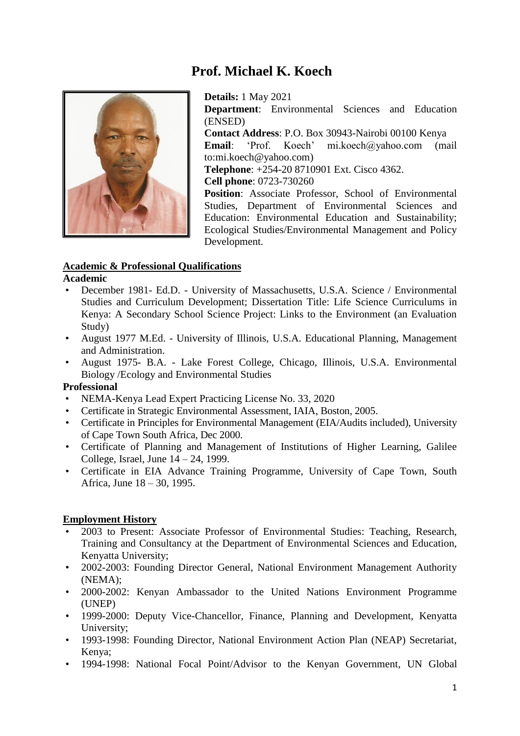# Prof. Michael K. Koech

**Details:** 1 May 2021

**Department**: Environmental Sciences and Education (ENSED)

**Contact Address**: P.O. Box 30943-Nairobi 00100 Kenya

**Email**: 'Prof. Koech' mi.koech@yahoo.com (mail to:mi.koech@yahoo.com)

**Telephone**: +254-20 8710901 Ext. Cisco 4362.

**Cell phone**: 0723-730260

**Position**: Associate Professor, School of Environmental Studies, Department of Environmental Sciences and Education: Environmental Education and Sustainability; Ecological Studies/Environmental Management and Policy Development.

## Academic & Professional Qualifications

### Academic

- December 1981- Ed.D. - University of Massachusetts, U.S.A. Science / Environmental Studies and Curriculum Development; Dissertation Title: Life Science Curriculums in Kenya: A Secondary School Science Project: Links to the Environment (an Evaluation Study)
- August 1977 M.Ed. - University of Illinois, U.S.A. Educational Planning, Management and Administration.
- August 1975- B.A. - Lake Forest College, Chicago, Illinois, U.S.A. Environmental Biology /Ecology and Environmental Studies

### Professional

- NEMA-Kenya Lead Expert Practicing License No. 33, 2020
- Certificate in Strategic Environmental Assessment, IAIA, Boston, 2005.
- Certificate in Principles for Environmental Management (EIA/Audits included), University of Cape Town South Africa, Dec 2000.
- Certificate of Planning and Management of Institutions of Higher Learning, Galilee College, Israel, June 14 – 24, 1999.
- Certificate in EIA Advance Training Programme, University of Cape Town, South Africa, June 18 – 30, 1995.

## Employment History

- 2003 to Present: Associate Professor of Environmental Studies: Teaching, Research, Training and Consultancy at the Department of Environmental Sciences and Education, Kenyatta University;
- 2002-2003: Founding Director General, National Environment Management Authority (NEMA);
- 2000-2002: Kenyan Ambassador to the United Nations Environment Programme (UNEP)
- 1999-2000: Deputy Vice-Chancellor, Finance, Planning and Development, Kenyatta University;
- 1993-1998: Founding Director, National Environment Action Plan (NEAP) Secretariat, Kenya;
- 1994-1998: National Focal Point/Advisor to the Kenyan Government, UN Global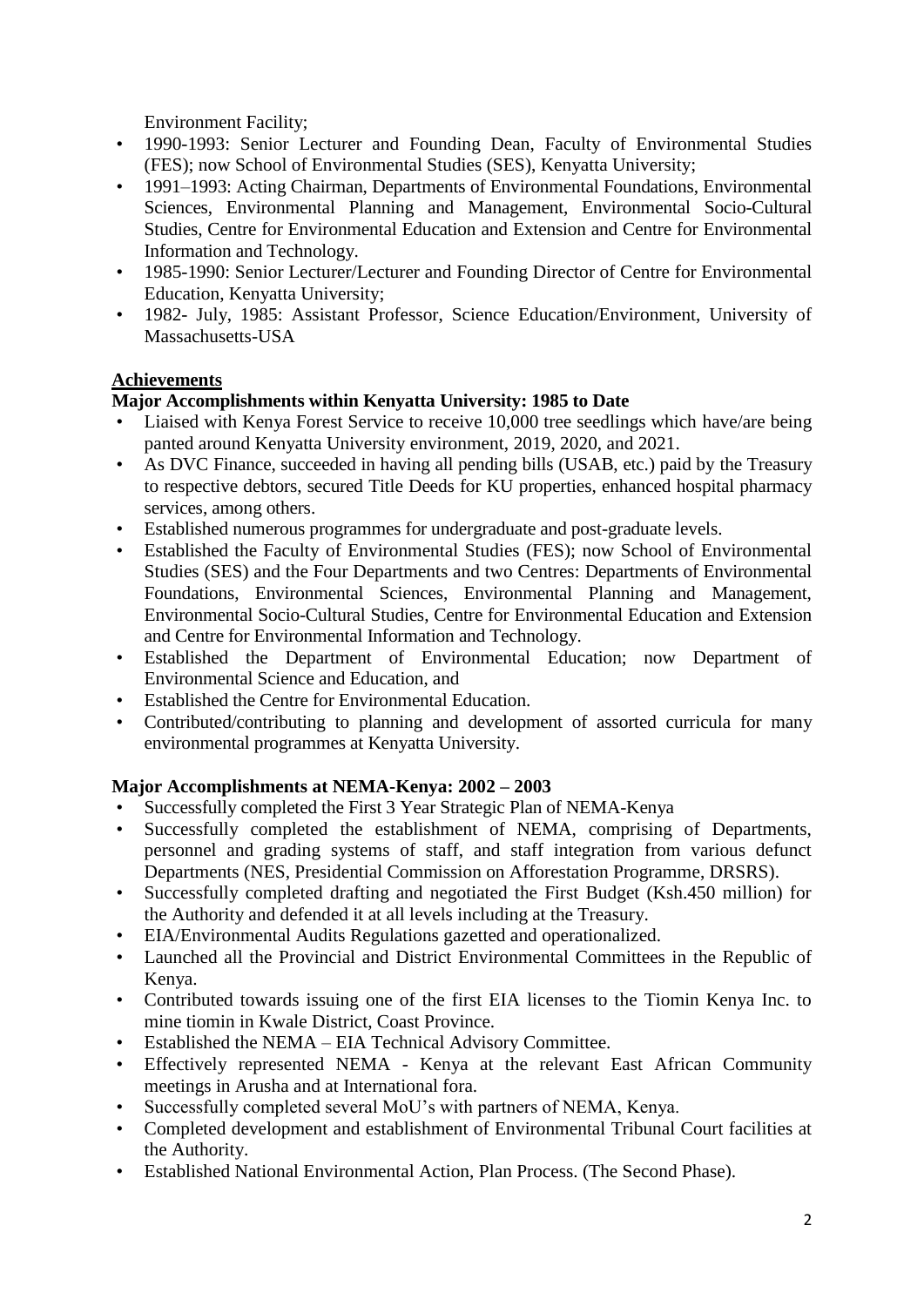Environment Facility;

- 1990-1993: Senior Lecturer and Founding Dean, Faculty of Environmental Studies (FES); now School of Environmental Studies (SES), Kenyatta University;
- 1991–1993: Acting Chairman, Departments of Environmental Foundations, Environmental Sciences, Environmental Planning and Management, Environmental Socio-Cultural Studies, Centre for Environmental Education and Extension and Centre for Environmental Information and Technology.
- 1985-1990: Senior Lecturer/Lecturer and Founding Director of Centre for Environmental Education, Kenyatta University;
- 1982- July, 1985: Assistant Professor, Science Education/Environment, University of Massachusetts-USA

## Achievements

### Major Accomplishments within Kenyatta University: 1985 to Date

- Liaised with Kenya Forest Service to receive 10,000 tree seedlings which have/are being panted around Kenyatta University environment, 2019, 2020, and 2021.
- As DVC Finance, succeeded in having all pending bills (USAB, etc.) paid by the Treasury to respective debtors, secured Title Deeds for KU properties, enhanced hospital pharmacy services, among others.
- Established numerous programmes for undergraduate and post-graduate levels.
- Established the Faculty of Environmental Studies (FES); now School of Environmental Studies (SES) and the Four Departments and two Centres: Departments of Environmental Foundations, Environmental Sciences, Environmental Planning and Management, Environmental Socio-Cultural Studies, Centre for Environmental Education and Extension and Centre for Environmental Information and Technology.
- Established the Department of Environmental Education; now Department of Environmental Science and Education, and
- Established the Centre for Environmental Education.
- Contributed/contributing to planning and development of assorted curricula for many environmental programmes at Kenyatta University.

### Major Accomplishments at NEMA-Kenya: 2002 – 2003

- Successfully completed the First 3 Year Strategic Plan of NEMA-Kenya
- Successfully completed the establishment of NEMA, comprising of Departments, personnel and grading systems of staff, and staff integration from various defunct Departments (NES, Presidential Commission on Afforestation Programme, DRSRS).
- Successfully completed drafting and negotiated the First Budget (Ksh.450 million) for the Authority and defended it at all levels including at the Treasury.
- EIA/Environmental Audits Regulations gazetted and operationalized.
- Launched all the Provincial and District Environmental Committees in the Republic of Kenya.
- Contributed towards issuing one of the first EIA licenses to the Tiomin Kenya Inc. to mine tiomin in Kwale District, Coast Province.
- Established the NEMA – EIA Technical Advisory Committee.
- Effectively represented NEMA - Kenya at the relevant East African Community meetings in Arusha and at International fora.
- Successfully completed several MoU's with partners of NEMA, Kenya.
- Completed development and establishment of Environmental Tribunal Court facilities at the Authority.
- Established National Environmental Action, Plan Process. (The Second Phase).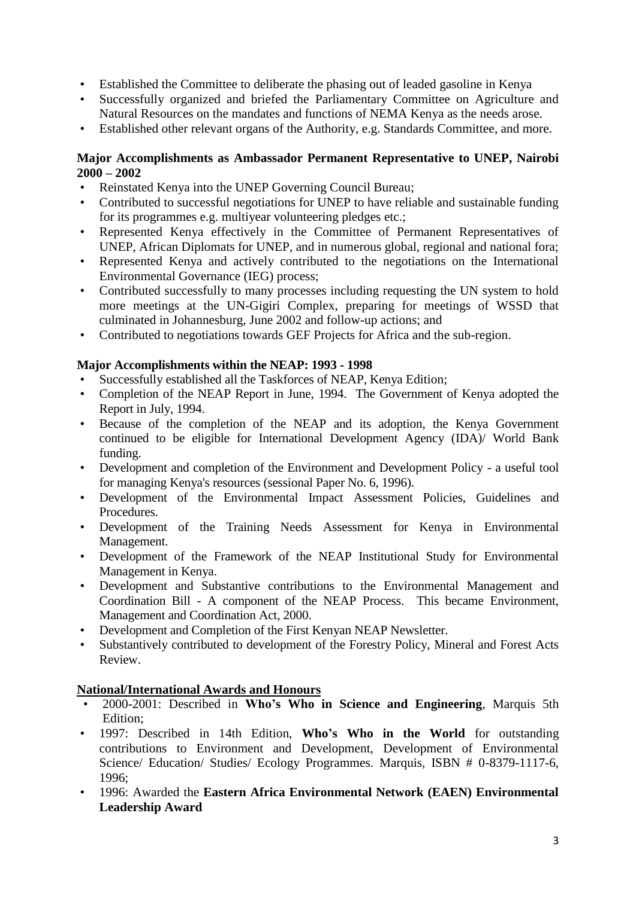- Established the Committee to deliberate the phasing out of leaded gasoline in Kenya
- Successfully organized and briefed the Parliamentary Committee on Agriculture and Natural Resources on the mandates and functions of NEMA Kenya as the needs arose.
- Established other relevant organs of the Authority, e.g. Standards Committee, and more.

**Major Accomplishments as Ambassador Permanent Representative to UNEP, Nairobi 2000 – 2002**

- Reinstated Kenya into the UNEP Governing Council Bureau;
- Contributed to successful negotiations for UNEP to have reliable and sustainable funding for its programmes e.g. multiyear volunteering pledges etc.;
- Represented Kenya effectively in the Committee of Permanent Representatives of UNEP, African Diplomats for UNEP, and in numerous global, regional and national fora;
- Represented Kenya and actively contributed to the negotiations on the International Environmental Governance (IEG) process;
- Contributed successfully to many processes including requesting the UN system to hold more meetings at the UN-Gigiri Complex, preparing for meetings of WSSD that culminated in Johannesburg, June 2002 and follow-up actions; and
- Contributed to negotiations towards GEF Projects for Africa and the sub-region.

**Major Accomplishments within the NEAP: 1993 - 1998**

- Successfully established all the Taskforces of NEAP, Kenya Edition;
- Completion of the NEAP Report in June, 1994. The Government of Kenya adopted the Report in July, 1994.
- Because of the completion of the NEAP and its adoption, the Kenya Government continued to be eligible for International Development Agency (IDA)/ World Bank funding.
- Development and completion of the Environment and Development Policy - a useful tool for managing Kenya's resources (sessional Paper No. 6, 1996).
- Development of the Environmental Impact Assessment Policies, Guidelines and Procedures.
- Development of the Training Needs Assessment for Kenya in Environmental Management.
- Development of the Framework of the NEAP Institutional Study for Environmental Management in Kenya.
- Development and Substantive contributions to the Environmental Management and Coordination Bill - A component of the NEAP Process. This became Environment, Management and Coordination Act, 2000.
- Development and Completion of the First Kenyan NEAP Newsletter.
- Substantively contributed to development of the Forestry Policy, Mineral and Forest Acts Review.

**National/International Awards and Honours**

- 2000-2001: Described in **Who's Who in Science and Engineering**, Marquis 5th Edition;
- 1997: Described in 14th Edition, **Who's Who in the World** for outstanding contributions to Environment and Development, Development of Environmental Science/ Education/ Studies/ Ecology Programmes. Marquis, ISBN # 0-8379-1117-6, 1996;
- 1996: Awarded the **Eastern Africa Environmental Network (EAEN) Environmental Leadership Award**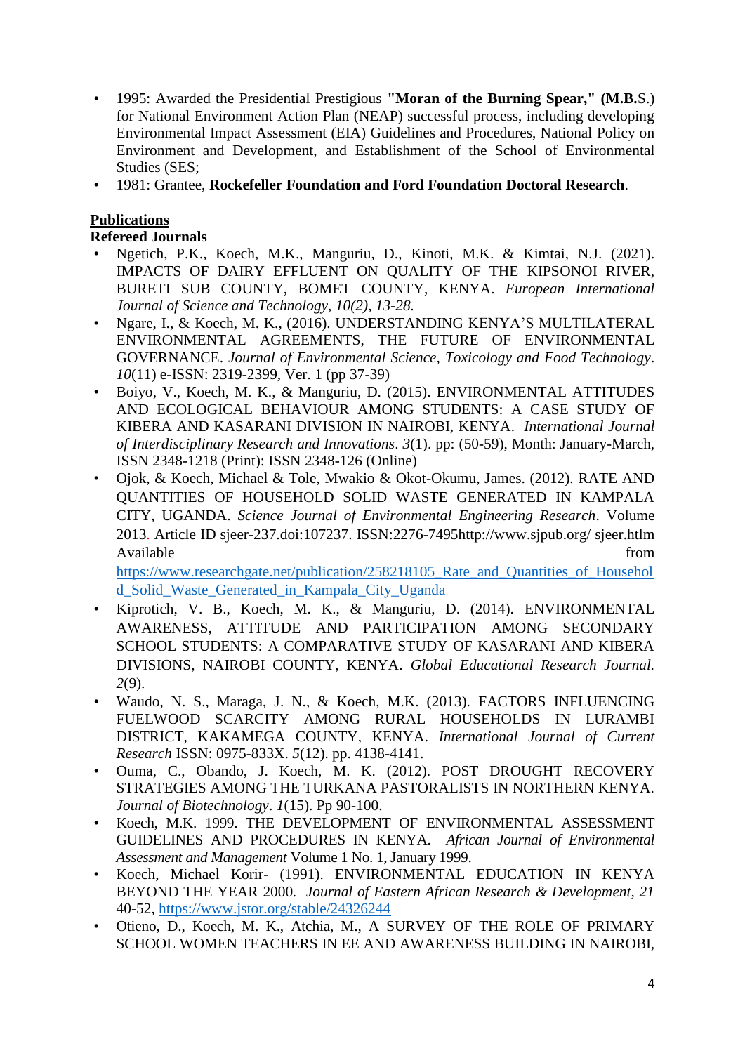- 1995: Awarded the Presidential Prestigious **"Moran of the Burning Spear," (M.B.**S.) for National Environment Action Plan (NEAP) successful process, including developing Environmental Impact Assessment (EIA) Guidelines and Procedures, National Policy on Environment and Development, and Establishment of the School of Environmental Studies (SES;
- 1981: Grantee, **Rockefeller Foundation and Ford Foundation Doctoral Research**.

## Publications

### Refereed Journals

- Ngetich, P.K., Koech, M.K., Manguriu, D., Kinoti, M.K. & Kimtai, N.J. (2021). IMPACTS OF DAIRY EFFLUENT ON QUALITY OF THE KIPSONOI RIVER, BURETI SUB COUNTY, BOMET COUNTY, KENYA. *European International Journal of Science and Technology, 10(2), 13-28.*
- Ngare, I., & Koech, M. K., (2016). UNDERSTANDING KENYA'S MULTILATERAL ENVIRONMENTAL AGREEMENTS, THE FUTURE OF ENVIRONMENTAL GOVERNANCE. *Journal of Environmental Science, Toxicology and Food Technology*. *10*(11) e-ISSN: 2319-2399, Ver. 1 (pp 37-39)
- Boiyo, V., Koech, M. K., & Manguriu, D. (2015). ENVIRONMENTAL ATTITUDES AND ECOLOGICAL BEHAVIOUR AMONG STUDENTS: A CASE STUDY OF KIBERA AND KASARANI DIVISION IN NAIROBI, KENYA. *International Journal of Interdisciplinary Research and Innovations*. *3*(1). pp: (50-59), Month: January-March, ISSN 2348-1218 (Print): ISSN 2348-126 (Online)
- Ojok, & Koech, Michael & Tole, Mwakio & Okot-Okumu, James. (2012). RATE AND QUANTITIES OF HOUSEHOLD SOLID WASTE GENERATED IN KAMPALA CITY, UGANDA. *Science Journal of Environmental Engineering Research*. Volume 2013. Article ID sjeer-237.doi:107237. ISSN:2276-7495http://www.sjpub.org/ sjeer.htlm Available from https://www.researchgate.net/publication/258218105_Rate_and_Quantities_of_Household_Solid_Waste_Generated_in_Kampala_City_Uganda
- Kiprotich, V. B., Koech, M. K., & Manguriu, D. (2014). ENVIRONMENTAL AWARENESS, ATTITUDE AND PARTICIPATION AMONG SECONDARY SCHOOL STUDENTS: A COMPARATIVE STUDY OF KASARANI AND KIBERA DIVISIONS, NAIROBI COUNTY, KENYA. *Global Educational Research Journal. 2*(9).
- Waudo, N. S., Maraga, J. N., & Koech, M.K. (2013). FACTORS INFLUENCING FUELWOOD SCARCITY AMONG RURAL HOUSEHOLDS IN LURAMBI DISTRICT, KAKAMEGA COUNTY, KENYA. *International Journal of Current Research* ISSN: 0975-833X. *5*(12). pp. 4138-4141.
- Ouma, C., Obando, J. Koech, M. K. (2012). POST DROUGHT RECOVERY STRATEGIES AMONG THE TURKANA PASTORALISTS IN NORTHERN KENYA. *Journal of Biotechnology*. *1*(15). Pp 90-100.
- Koech, M.K. 1999. THE DEVELOPMENT OF ENVIRONMENTAL ASSESSMENT GUIDELINES AND PROCEDURES IN KENYA. *African Journal of Environmental Assessment and Management* Volume 1 No. 1, January 1999.
- Koech, Michael Korir- (1991). ENVIRONMENTAL EDUCATION IN KENYA BEYOND THE YEAR 2000. *Journal of Eastern African Research & Development, 21* 40-52, https://www.jstor.org/stable/24326244
- Otieno, D., Koech, M. K., Atchia, M., A SURVEY OF THE ROLE OF PRIMARY SCHOOL WOMEN TEACHERS IN EE AND AWARENESS BUILDING IN NAIROBI,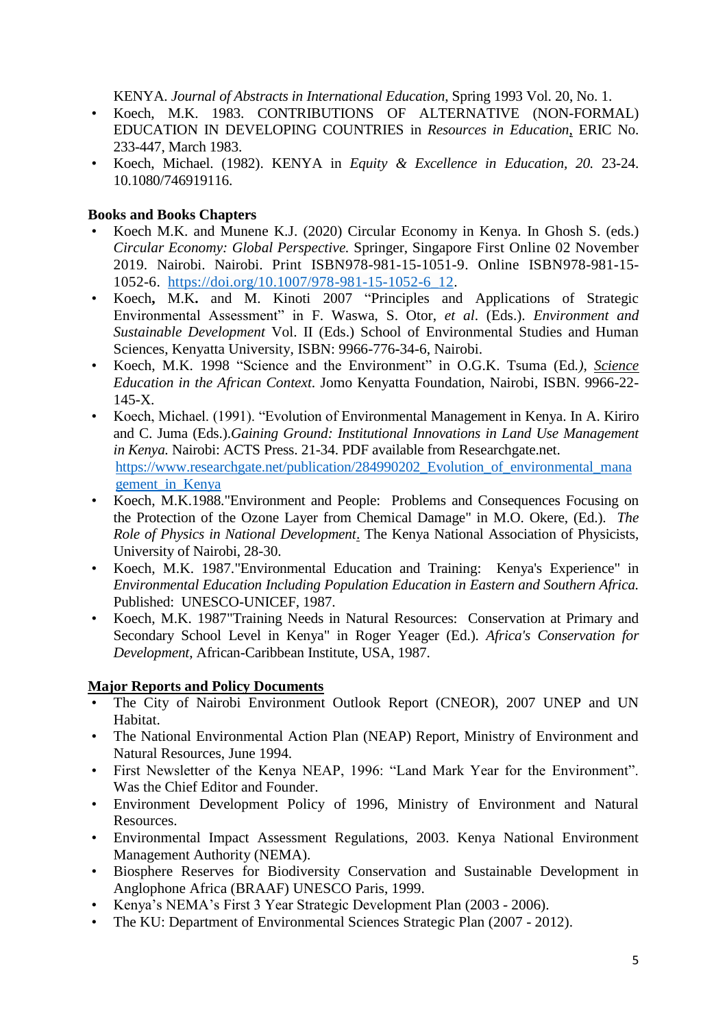KENYA. *Journal of Abstracts in International Education*, Spring 1993 Vol. 20, No. 1.

- Koech, M.K. 1983. CONTRIBUTIONS OF ALTERNATIVE (NON-FORMAL) EDUCATION IN DEVELOPING COUNTRIES in *Resources in Education*, ERIC No. 233-447, March 1983.
- Koech, Michael. (1982). KENYA in *Equity & Excellence in Education, 20.* 23-24. 10.1080/746919116.

**Books and Books Chapters**

- Koech M.K. and Munene K.J. (2020) Circular Economy in Kenya. In Ghosh S. (eds.) *Circular Economy: Global Perspective.* Springer, Singapore First Online 02 November 2019. Nairobi. Nairobi. Print ISBN978-981-15-1051-9. Online ISBN978-981-15-1052-6. https://doi.org/10.1007/978-981-15-1052-6_12.
- Koech**,** M.K**.** and M. Kinoti 2007 "Principles and Applications of Strategic Environmental Assessment" in F. Waswa, S. Otor, *et al*. (Eds.). *Environment and Sustainable Development* Vol. II (Eds.) School of Environmental Studies and Human Sciences, Kenyatta University, ISBN: 9966-776-34-6, Nairobi.
- Koech, M.K. 1998 "Science and the Environment" in O.G.K. Tsuma (Ed.*)*, *Science Education in the African Context*. Jomo Kenyatta Foundation, Nairobi, ISBN. 9966-22-145-X.
- Koech, Michael. (1991). "Evolution of Environmental Management in Kenya. In A. Kiriro and C. Juma (Eds.).*Gaining Ground: Institutional Innovations in Land Use Management in Kenya.* Nairobi: ACTS Press. 21-34. PDF available from Researchgate.net. https://www.researchgate.net/publication/284990202_Evolution_of_environmental_management_in_Kenya
- Koech, M.K.1988."Environment and People: Problems and Consequences Focusing on the Protection of the Ozone Layer from Chemical Damage" in M.O. Okere, (Ed.). *The Role of Physics in National Development*. The Kenya National Association of Physicists, University of Nairobi, 28-30.
- Koech, M.K. 1987."Environmental Education and Training: Kenya's Experience" in *Environmental Education Including Population Education in Eastern and Southern Africa.* Published: UNESCO-UNICEF, 1987.
- Koech, M.K. 1987"Training Needs in Natural Resources: Conservation at Primary and Secondary School Level in Kenya" in Roger Yeager (Ed.). *Africa's Conservation for Development*, African-Caribbean Institute, USA, 1987.

**Major Reports and Policy Documents**

- The City of Nairobi Environment Outlook Report (CNEOR), 2007 UNEP and UN Habitat.
- The National Environmental Action Plan (NEAP) Report, Ministry of Environment and Natural Resources, June 1994.
- First Newsletter of the Kenya NEAP, 1996: "Land Mark Year for the Environment". Was the Chief Editor and Founder.
- Environment Development Policy of 1996, Ministry of Environment and Natural Resources.
- Environmental Impact Assessment Regulations, 2003. Kenya National Environment Management Authority (NEMA).
- Biosphere Reserves for Biodiversity Conservation and Sustainable Development in Anglophone Africa (BRAAF) UNESCO Paris, 1999.
- Kenya's NEMA's First 3 Year Strategic Development Plan (2003 - 2006).
- The KU: Department of Environmental Sciences Strategic Plan (2007 - 2012).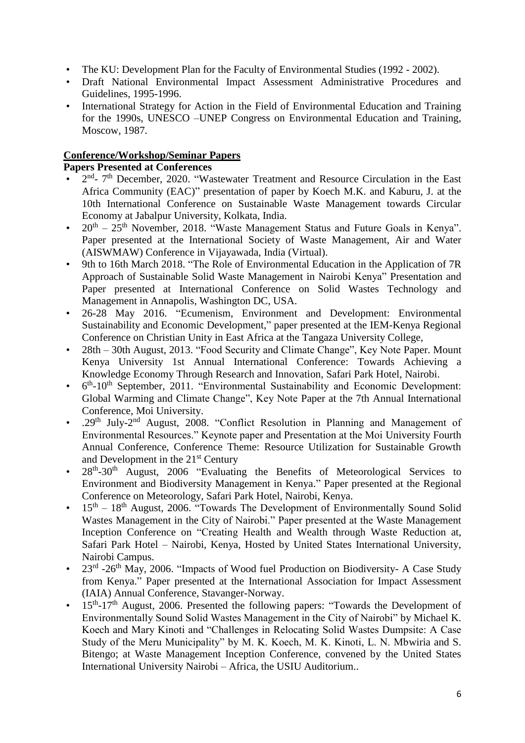- The KU: Development Plan for the Faculty of Environmental Studies (1992 - 2002).
- Draft National Environmental Impact Assessment Administrative Procedures and Guidelines, 1995-1996.
- International Strategy for Action in the Field of Environmental Education and Training for the 1990s, UNESCO –UNEP Congress on Environmental Education and Training, Moscow, 1987.

**Conference/Workshop/Seminar Papers**

**Papers Presented at Conferences**

- 2nd- 7th December, 2020. "Wastewater Treatment and Resource Circulation in the East Africa Community (EAC)" presentation of paper by Koech M.K. and Kaburu, J. at the 10th International Conference on Sustainable Waste Management towards Circular Economy at Jabalpur University, Kolkata, India.
- 20th – 25th November, 2018. "Waste Management Status and Future Goals in Kenya". Paper presented at the International Society of Waste Management, Air and Water (AISWMAW) Conference in Vijayawada, India (Virtual).
- 9th to 16th March 2018. "The Role of Environmental Education in the Application of 7R Approach of Sustainable Solid Waste Management in Nairobi Kenya" Presentation and Paper presented at International Conference on Solid Wastes Technology and Management in Annapolis, Washington DC, USA.
- 26-28 May 2016. "Ecumenism, Environment and Development: Environmental Sustainability and Economic Development," paper presented at the IEM-Kenya Regional Conference on Christian Unity in East Africa at the Tangaza University College,
- 28th – 30th August, 2013. "Food Security and Climate Change", Key Note Paper. Mount Kenya University 1st Annual International Conference: Towards Achieving a Knowledge Economy Through Research and Innovation, Safari Park Hotel, Nairobi.
- 6th-10th September, 2011. "Environmental Sustainability and Economic Development: Global Warming and Climate Change", Key Note Paper at the 7th Annual International Conference, Moi University.
- .29th July-2nd August, 2008. "Conflict Resolution in Planning and Management of Environmental Resources." Keynote paper and Presentation at the Moi University Fourth Annual Conference, Conference Theme: Resource Utilization for Sustainable Growth and Development in the 21st Century
- 28th-30th August, 2006 "Evaluating the Benefits of Meteorological Services to Environment and Biodiversity Management in Kenya." Paper presented at the Regional Conference on Meteorology, Safari Park Hotel, Nairobi, Kenya.
- 15th – 18th August, 2006. "Towards The Development of Environmentally Sound Solid Wastes Management in the City of Nairobi." Paper presented at the Waste Management Inception Conference on "Creating Health and Wealth through Waste Reduction at, Safari Park Hotel – Nairobi, Kenya, Hosted by United States International University, Nairobi Campus.
- 23rd -26th May, 2006. "Impacts of Wood fuel Production on Biodiversity- A Case Study from Kenya." Paper presented at the International Association for Impact Assessment (IAIA) Annual Conference, Stavanger-Norway.
- 15th-17th August, 2006. Presented the following papers: "Towards the Development of Environmentally Sound Solid Wastes Management in the City of Nairobi" by Michael K. Koech and Mary Kinoti and "Challenges in Relocating Solid Wastes Dumpsite: A Case Study of the Meru Municipality" by M. K. Koech, M. K. Kinoti, L. N. Mbwiria and S. Bitengo; at Waste Management Inception Conference, convened by the United States International University Nairobi – Africa, the USIU Auditorium..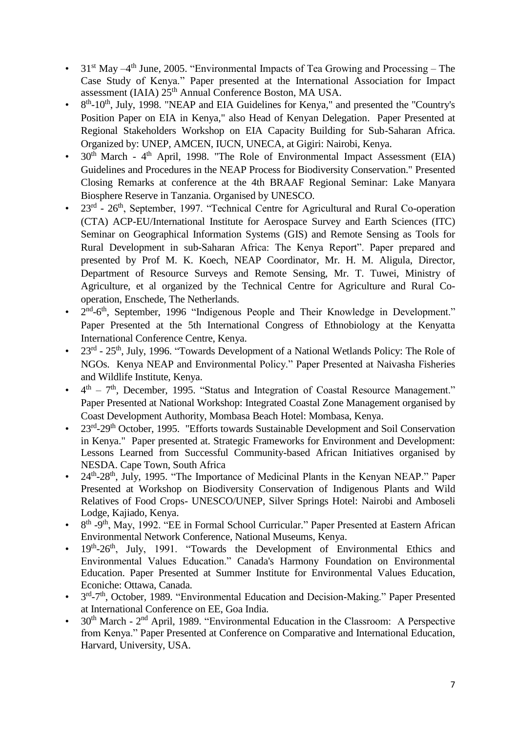- 31st May –4th June, 2005. "Environmental Impacts of Tea Growing and Processing – The Case Study of Kenya." Paper presented at the International Association for Impact assessment (IAIA) 25th Annual Conference Boston, MA USA.
- 8th-10th, July, 1998. "NEAP and EIA Guidelines for Kenya," and presented the "Country's Position Paper on EIA in Kenya," also Head of Kenyan Delegation. Paper Presented at Regional Stakeholders Workshop on EIA Capacity Building for Sub-Saharan Africa. Organized by: UNEP, AMCEN, IUCN, UNECA, at Gigiri: Nairobi, Kenya.
- 30th March - 4th April, 1998. "The Role of Environmental Impact Assessment (EIA) Guidelines and Procedures in the NEAP Process for Biodiversity Conservation." Presented Closing Remarks at conference at the 4th BRAAF Regional Seminar: Lake Manyara Biosphere Reserve in Tanzania. Organised by UNESCO.
- 23rd - 26th, September, 1997. "Technical Centre for Agricultural and Rural Co-operation (CTA) ACP-EU/International Institute for Aerospace Survey and Earth Sciences (ITC) Seminar on Geographical Information Systems (GIS) and Remote Sensing as Tools for Rural Development in sub-Saharan Africa: The Kenya Report". Paper prepared and presented by Prof M. K. Koech, NEAP Coordinator, Mr. H. M. Aligula, Director, Department of Resource Surveys and Remote Sensing, Mr. T. Tuwei, Ministry of Agriculture, et al organized by the Technical Centre for Agriculture and Rural Co-operation, Enschede, The Netherlands.
- 2nd-6th, September, 1996 "Indigenous People and Their Knowledge in Development." Paper Presented at the 5th International Congress of Ethnobiology at the Kenyatta International Conference Centre, Kenya.
- 23rd - 25th, July, 1996. "Towards Development of a National Wetlands Policy: The Role of NGOs. Kenya NEAP and Environmental Policy." Paper Presented at Naivasha Fisheries and Wildlife Institute, Kenya.
- 4th – 7th, December, 1995. "Status and Integration of Coastal Resource Management." Paper Presented at National Workshop: Integrated Coastal Zone Management organised by Coast Development Authority, Mombasa Beach Hotel: Mombasa, Kenya.
- 23rd-29th October, 1995. "Efforts towards Sustainable Development and Soil Conservation in Kenya." Paper presented at. Strategic Frameworks for Environment and Development: Lessons Learned from Successful Community-based African Initiatives organised by NESDA. Cape Town, South Africa
- 24th-28th, July, 1995. "The Importance of Medicinal Plants in the Kenyan NEAP." Paper Presented at Workshop on Biodiversity Conservation of Indigenous Plants and Wild Relatives of Food Crops- UNESCO/UNEP, Silver Springs Hotel: Nairobi and Amboseli Lodge, Kajiado, Kenya.
- 8th -9th, May, 1992. "EE in Formal School Curricular." Paper Presented at Eastern African Environmental Network Conference, National Museums, Kenya.
- 19th-26th, July, 1991. "Towards the Development of Environmental Ethics and Environmental Values Education." Canada's Harmony Foundation on Environmental Education. Paper Presented at Summer Institute for Environmental Values Education, Econiche: Ottawa, Canada.
- 3rd-7th, October, 1989. "Environmental Education and Decision-Making." Paper Presented at International Conference on EE, Goa India.
- 30th March - 2nd April, 1989. "Environmental Education in the Classroom: A Perspective from Kenya." Paper Presented at Conference on Comparative and International Education, Harvard, University, USA.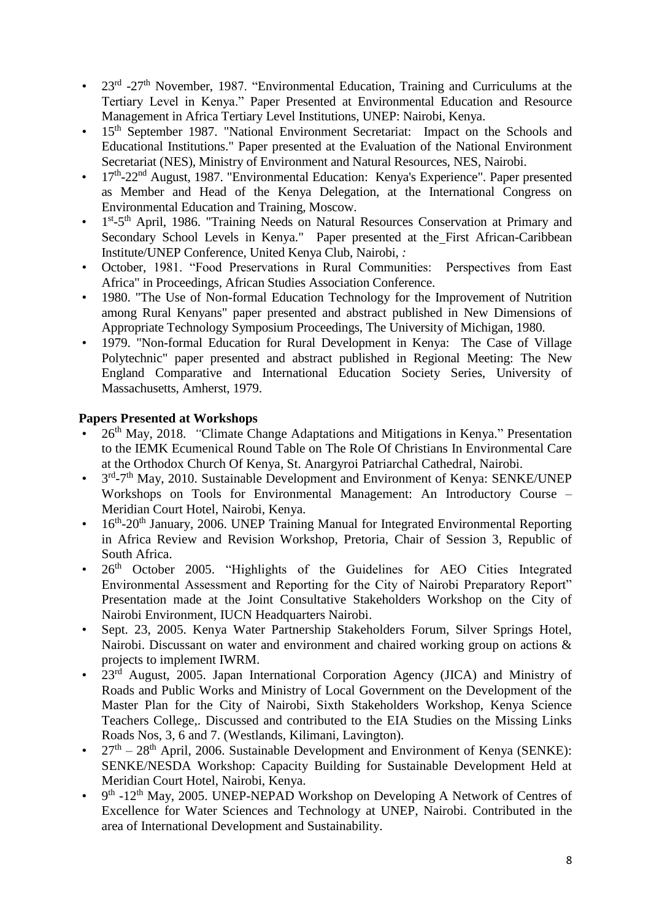- 23rd -27th November, 1987. "Environmental Education, Training and Curriculums at the Tertiary Level in Kenya." Paper Presented at Environmental Education and Resource Management in Africa Tertiary Level Institutions, UNEP: Nairobi, Kenya.
- 15th September 1987. "National Environment Secretariat: Impact on the Schools and Educational Institutions." Paper presented at the Evaluation of the National Environment Secretariat (NES), Ministry of Environment and Natural Resources, NES, Nairobi.
- 17th-22nd August, 1987. "Environmental Education: Kenya's Experience". Paper presented as Member and Head of the Kenya Delegation, at the International Congress on Environmental Education and Training, Moscow.
- 1st-5th April, 1986. "Training Needs on Natural Resources Conservation at Primary and Secondary School Levels in Kenya." Paper presented at the First African-Caribbean Institute/UNEP Conference, United Kenya Club, Nairobi, *:*
- October, 1981. "Food Preservations in Rural Communities: Perspectives from East Africa" in Proceedings, African Studies Association Conference.
- 1980. "The Use of Non-formal Education Technology for the Improvement of Nutrition among Rural Kenyans" paper presented and abstract published in New Dimensions of Appropriate Technology Symposium Proceedings, The University of Michigan, 1980.
- 1979. "Non-formal Education for Rural Development in Kenya: The Case of Village Polytechnic" paper presented and abstract published in Regional Meeting: The New England Comparative and International Education Society Series, University of Massachusetts, Amherst, 1979.

**Papers Presented at Workshops**

- 26th May, 2018. *"*Climate Change Adaptations and Mitigations in Kenya." Presentation to the IEMK Ecumenical Round Table on The Role Of Christians In Environmental Care at the Orthodox Church Of Kenya, St. Anargyroi Patriarchal Cathedral, Nairobi.
- 3rd-7th May, 2010. Sustainable Development and Environment of Kenya: SENKE/UNEP Workshops on Tools for Environmental Management: An Introductory Course – Meridian Court Hotel, Nairobi, Kenya.
- 16th-20th January, 2006. UNEP Training Manual for Integrated Environmental Reporting in Africa Review and Revision Workshop, Pretoria, Chair of Session 3, Republic of South Africa.
- 26th October 2005. "Highlights of the Guidelines for AEO Cities Integrated Environmental Assessment and Reporting for the City of Nairobi Preparatory Report" Presentation made at the Joint Consultative Stakeholders Workshop on the City of Nairobi Environment, IUCN Headquarters Nairobi.
- Sept. 23, 2005. Kenya Water Partnership Stakeholders Forum, Silver Springs Hotel, Nairobi. Discussant on water and environment and chaired working group on actions & projects to implement IWRM.
- 23rd August, 2005. Japan International Corporation Agency (JICA) and Ministry of Roads and Public Works and Ministry of Local Government on the Development of the Master Plan for the City of Nairobi, Sixth Stakeholders Workshop, Kenya Science Teachers College,. Discussed and contributed to the EIA Studies on the Missing Links Roads Nos, 3, 6 and 7. (Westlands, Kilimani, Lavington).
- 27th – 28th April, 2006. Sustainable Development and Environment of Kenya (SENKE): SENKE/NESDA Workshop: Capacity Building for Sustainable Development Held at Meridian Court Hotel, Nairobi, Kenya.
- 9th -12th May, 2005. UNEP-NEPAD Workshop on Developing A Network of Centres of Excellence for Water Sciences and Technology at UNEP, Nairobi. Contributed in the area of International Development and Sustainability.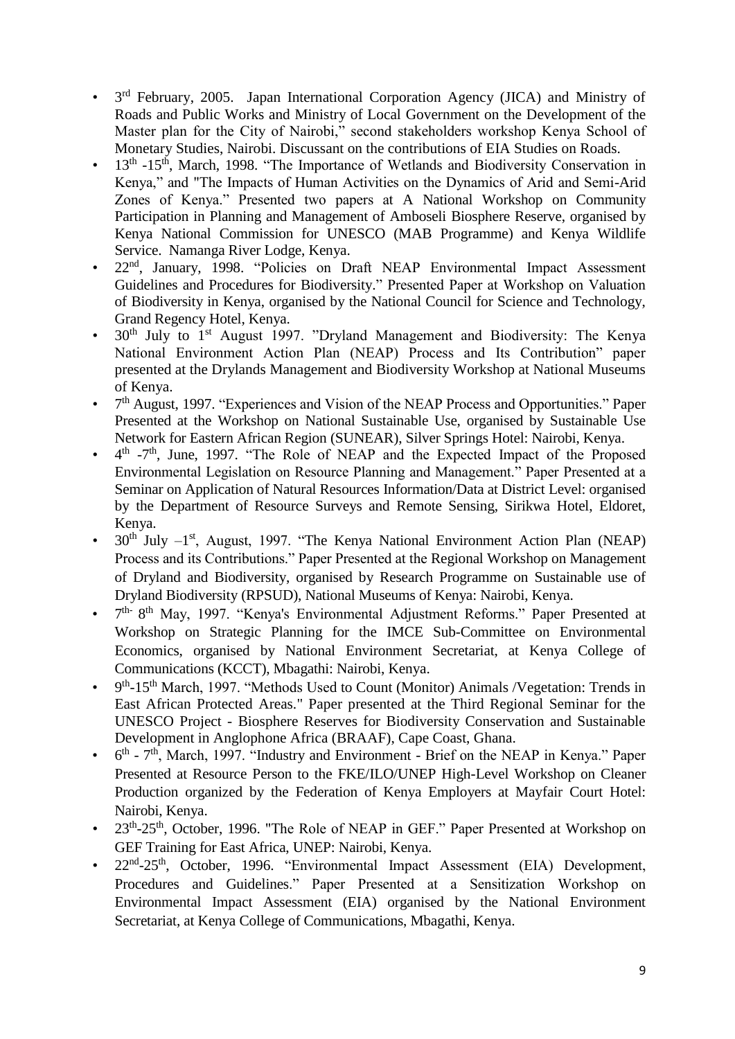- 3rd February, 2005. Japan International Corporation Agency (JICA) and Ministry of Roads and Public Works and Ministry of Local Government on the Development of the Master plan for the City of Nairobi," second stakeholders workshop Kenya School of Monetary Studies, Nairobi. Discussant on the contributions of EIA Studies on Roads.
- 13th -15th, March, 1998. "The Importance of Wetlands and Biodiversity Conservation in Kenya," and "The Impacts of Human Activities on the Dynamics of Arid and Semi-Arid Zones of Kenya." Presented two papers at A National Workshop on Community Participation in Planning and Management of Amboseli Biosphere Reserve, organised by Kenya National Commission for UNESCO (MAB Programme) and Kenya Wildlife Service. Namanga River Lodge, Kenya.
- 22nd, January, 1998. "Policies on Draft NEAP Environmental Impact Assessment Guidelines and Procedures for Biodiversity." Presented Paper at Workshop on Valuation of Biodiversity in Kenya, organised by the National Council for Science and Technology, Grand Regency Hotel, Kenya.
- 30th July to 1st August 1997. "Dryland Management and Biodiversity: The Kenya National Environment Action Plan (NEAP) Process and Its Contribution" paper presented at the Drylands Management and Biodiversity Workshop at National Museums of Kenya.
- 7th August, 1997. "Experiences and Vision of the NEAP Process and Opportunities." Paper Presented at the Workshop on National Sustainable Use, organised by Sustainable Use Network for Eastern African Region (SUNEAR), Silver Springs Hotel: Nairobi, Kenya.
- 4th -7th, June, 1997. "The Role of NEAP and the Expected Impact of the Proposed Environmental Legislation on Resource Planning and Management." Paper Presented at a Seminar on Application of Natural Resources Information/Data at District Level: organised by the Department of Resource Surveys and Remote Sensing, Sirikwa Hotel, Eldoret, Kenya.
- 30th July –1st, August, 1997. "The Kenya National Environment Action Plan (NEAP) Process and its Contributions." Paper Presented at the Regional Workshop on Management of Dryland and Biodiversity, organised by Research Programme on Sustainable use of Dryland Biodiversity (RPSUD), National Museums of Kenya: Nairobi, Kenya.
- 7th- 8th May, 1997. "Kenya's Environmental Adjustment Reforms." Paper Presented at Workshop on Strategic Planning for the IMCE Sub-Committee on Environmental Economics, organised by National Environment Secretariat, at Kenya College of Communications (KCCT), Mbagathi: Nairobi, Kenya.
- 9th-15th March, 1997. "Methods Used to Count (Monitor) Animals /Vegetation: Trends in East African Protected Areas." Paper presented at the Third Regional Seminar for the UNESCO Project - Biosphere Reserves for Biodiversity Conservation and Sustainable Development in Anglophone Africa (BRAAF), Cape Coast, Ghana.
- 6th - 7th, March, 1997. "Industry and Environment - Brief on the NEAP in Kenya." Paper Presented at Resource Person to the FKE/ILO/UNEP High-Level Workshop on Cleaner Production organized by the Federation of Kenya Employers at Mayfair Court Hotel: Nairobi, Kenya.
- 23th-25th, October, 1996. "The Role of NEAP in GEF." Paper Presented at Workshop on GEF Training for East Africa, UNEP: Nairobi, Kenya.
- 22nd-25th, October, 1996. "Environmental Impact Assessment (EIA) Development, Procedures and Guidelines." Paper Presented at a Sensitization Workshop on Environmental Impact Assessment (EIA) organised by the National Environment Secretariat, at Kenya College of Communications, Mbagathi, Kenya.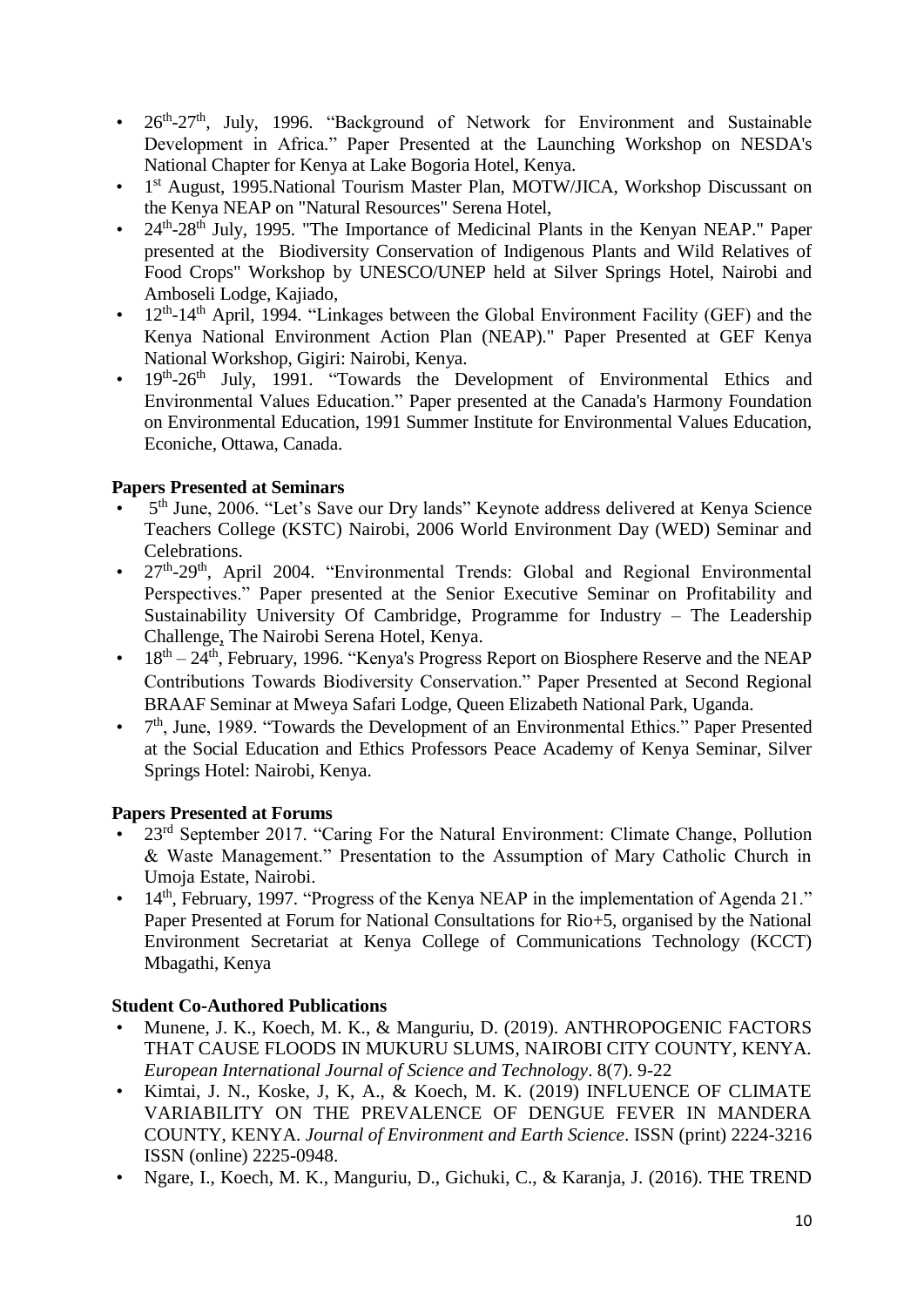- 26th-27th, July, 1996. "Background of Network for Environment and Sustainable Development in Africa." Paper Presented at the Launching Workshop on NESDA's National Chapter for Kenya at Lake Bogoria Hotel, Kenya.
- 1st August, 1995.National Tourism Master Plan, MOTW/JICA, Workshop Discussant on the Kenya NEAP on "Natural Resources" Serena Hotel,
- 24th-28th July, 1995. "The Importance of Medicinal Plants in the Kenyan NEAP." Paper presented at the Biodiversity Conservation of Indigenous Plants and Wild Relatives of Food Crops" Workshop by UNESCO/UNEP held at Silver Springs Hotel, Nairobi and Amboseli Lodge, Kajiado,
- 12th-14th April, 1994. "Linkages between the Global Environment Facility (GEF) and the Kenya National Environment Action Plan (NEAP)." Paper Presented at GEF Kenya National Workshop, Gigiri: Nairobi, Kenya.
- 19th-26th July, 1991. "Towards the Development of Environmental Ethics and Environmental Values Education." Paper presented at the Canada's Harmony Foundation on Environmental Education, 1991 Summer Institute for Environmental Values Education, Econiche, Ottawa, Canada.

**Papers Presented at Seminars**

- 5th June, 2006. "Let's Save our Dry lands" Keynote address delivered at Kenya Science Teachers College (KSTC) Nairobi, 2006 World Environment Day (WED) Seminar and Celebrations.
- 27th-29th, April 2004. "Environmental Trends: Global and Regional Environmental Perspectives." Paper presented at the Senior Executive Seminar on Profitability and Sustainability University Of Cambridge, Programme for Industry – The Leadership Challenge, The Nairobi Serena Hotel, Kenya.
- 18th – 24th, February, 1996. "Kenya's Progress Report on Biosphere Reserve and the NEAP Contributions Towards Biodiversity Conservation." Paper Presented at Second Regional BRAAF Seminar at Mweya Safari Lodge, Queen Elizabeth National Park, Uganda.
- 7th, June, 1989. "Towards the Development of an Environmental Ethics." Paper Presented at the Social Education and Ethics Professors Peace Academy of Kenya Seminar, Silver Springs Hotel: Nairobi, Kenya.

**Papers Presented at Forums**

- 23rd September 2017. "Caring For the Natural Environment: Climate Change, Pollution & Waste Management." Presentation to the Assumption of Mary Catholic Church in Umoja Estate, Nairobi.
- 14th, February, 1997. "Progress of the Kenya NEAP in the implementation of Agenda 21." Paper Presented at Forum for National Consultations for Rio+5, organised by the National Environment Secretariat at Kenya College of Communications Technology (KCCT) Mbagathi, Kenya

**Student Co-Authored Publications**

- Munene, J. K., Koech, M. K., & Manguriu, D. (2019). ANTHROPOGENIC FACTORS THAT CAUSE FLOODS IN MUKURU SLUMS, NAIROBI CITY COUNTY, KENYA. *European International Journal of Science and Technology*. 8(7). 9-22
- Kimtai, J. N., Koske, J, K, A., & Koech, M. K. (2019) INFLUENCE OF CLIMATE VARIABILITY ON THE PREVALENCE OF DENGUE FEVER IN MANDERA COUNTY, KENYA. *Journal of Environment and Earth Science*. ISSN (print) 2224-3216 ISSN (online) 2225-0948.
- Ngare, I., Koech, M. K., Manguriu, D., Gichuki, C., & Karanja, J. (2016). THE TREND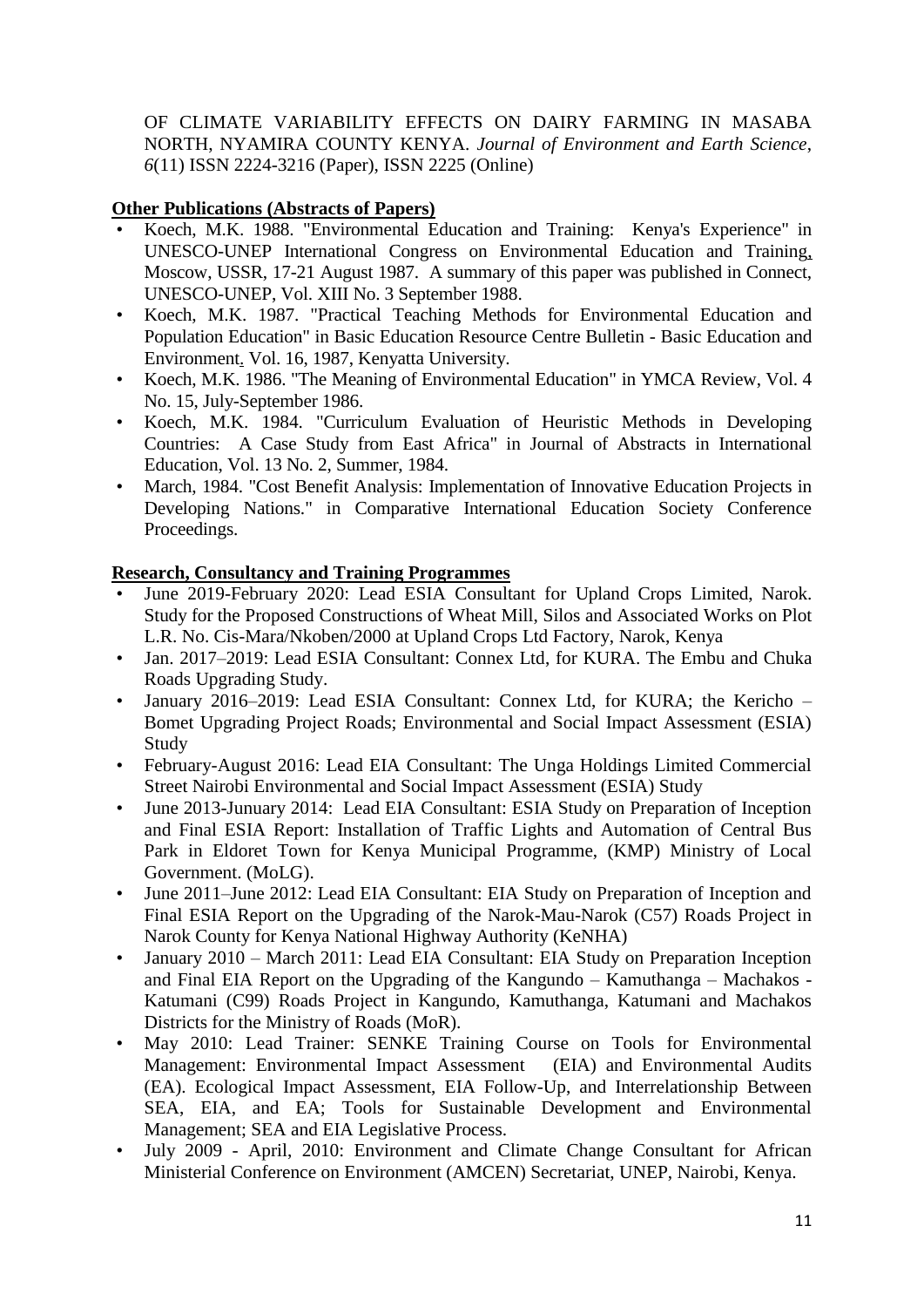OF CLIMATE VARIABILITY EFFECTS ON DAIRY FARMING IN MASABA NORTH, NYAMIRA COUNTY KENYA. *Journal of Environment and Earth Science*, *6*(11) ISSN 2224-3216 (Paper), ISSN 2225 (Online)

**Other Publications (Abstracts of Papers)**

- Koech, M.K. 1988. "Environmental Education and Training: Kenya's Experience" in UNESCO-UNEP International Congress on Environmental Education and Training, Moscow, USSR, 17-21 August 1987. A summary of this paper was published in Connect, UNESCO-UNEP, Vol. XIII No. 3 September 1988.
- Koech, M.K. 1987. "Practical Teaching Methods for Environmental Education and Population Education" in Basic Education Resource Centre Bulletin - Basic Education and Environment. Vol. 16, 1987, Kenyatta University.
- Koech, M.K. 1986. "The Meaning of Environmental Education" in YMCA Review, Vol. 4 No. 15, July-September 1986.
- Koech, M.K. 1984. "Curriculum Evaluation of Heuristic Methods in Developing Countries: A Case Study from East Africa" in Journal of Abstracts in International Education, Vol. 13 No. 2, Summer, 1984.
- March, 1984. "Cost Benefit Analysis: Implementation of Innovative Education Projects in Developing Nations." in Comparative International Education Society Conference Proceedings.

**Research, Consultancy and Training Programmes**

- June 2019-February 2020: Lead ESIA Consultant for Upland Crops Limited, Narok. Study for the Proposed Constructions of Wheat Mill, Silos and Associated Works on Plot L.R. No. Cis-Mara/Nkoben/2000 at Upland Crops Ltd Factory, Narok, Kenya
- Jan. 2017–2019: Lead ESIA Consultant: Connex Ltd, for KURA. The Embu and Chuka Roads Upgrading Study.
- January 2016–2019: Lead ESIA Consultant: Connex Ltd, for KURA; the Kericho – Bomet Upgrading Project Roads; Environmental and Social Impact Assessment (ESIA) Study
- February-August 2016: Lead EIA Consultant: The Unga Holdings Limited Commercial Street Nairobi Environmental and Social Impact Assessment (ESIA) Study
- June 2013-Junuary 2014: Lead EIA Consultant: ESIA Study on Preparation of Inception and Final ESIA Report: Installation of Traffic Lights and Automation of Central Bus Park in Eldoret Town for Kenya Municipal Programme, (KMP) Ministry of Local Government. (MoLG).
- June 2011–June 2012: Lead EIA Consultant: EIA Study on Preparation of Inception and Final ESIA Report on the Upgrading of the Narok-Mau-Narok (C57) Roads Project in Narok County for Kenya National Highway Authority (KeNHA)
- January 2010 – March 2011: Lead EIA Consultant: EIA Study on Preparation Inception and Final EIA Report on the Upgrading of the Kangundo – Kamuthanga – Machakos - Katumani (C99) Roads Project in Kangundo, Kamuthanga, Katumani and Machakos Districts for the Ministry of Roads (MoR).
- May 2010: Lead Trainer: SENKE Training Course on Tools for Environmental Management: Environmental Impact Assessment (EIA) and Environmental Audits (EA). Ecological Impact Assessment, EIA Follow-Up, and Interrelationship Between SEA, EIA, and EA; Tools for Sustainable Development and Environmental Management; SEA and EIA Legislative Process.
- July 2009 - April, 2010: Environment and Climate Change Consultant for African Ministerial Conference on Environment (AMCEN) Secretariat, UNEP, Nairobi, Kenya.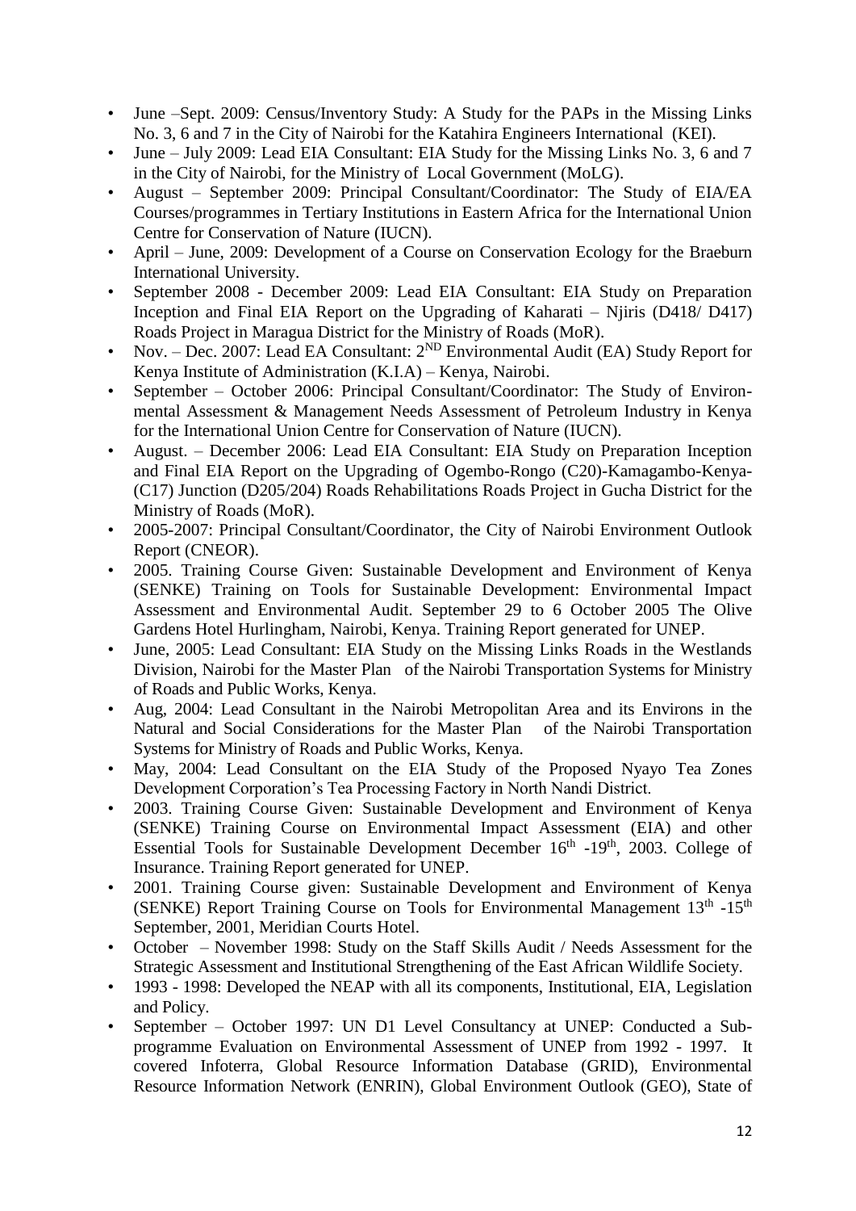- June –Sept. 2009: Census/Inventory Study: A Study for the PAPs in the Missing Links No. 3, 6 and 7 in the City of Nairobi for the Katahira Engineers International (KEI).
- June – July 2009: Lead EIA Consultant: EIA Study for the Missing Links No. 3, 6 and 7 in the City of Nairobi, for the Ministry of Local Government (MoLG).
- August – September 2009: Principal Consultant/Coordinator: The Study of EIA/EA Courses/programmes in Tertiary Institutions in Eastern Africa for the International Union Centre for Conservation of Nature (IUCN).
- April – June, 2009: Development of a Course on Conservation Ecology for the Braeburn International University.
- September 2008 - December 2009: Lead EIA Consultant: EIA Study on Preparation Inception and Final EIA Report on the Upgrading of Kaharati – Njiris (D418/ D417) Roads Project in Maragua District for the Ministry of Roads (MoR).
- Nov. – Dec. 2007: Lead EA Consultant: 2[ND] Environmental Audit (EA) Study Report for Kenya Institute of Administration (K.I.A) – Kenya, Nairobi.
- September – October 2006: Principal Consultant/Coordinator: The Study of Environmental Assessment & Management Needs Assessment of Petroleum Industry in Kenya for the International Union Centre for Conservation of Nature (IUCN).
- August. – December 2006: Lead EIA Consultant: EIA Study on Preparation Inception and Final EIA Report on the Upgrading of Ogembo-Rongo (C20)-Kamagambo-Kenya-(C17) Junction (D205/204) Roads Rehabilitations Roads Project in Gucha District for the Ministry of Roads (MoR).
- 2005-2007: Principal Consultant/Coordinator, the City of Nairobi Environment Outlook Report (CNEOR).
- 2005. Training Course Given: Sustainable Development and Environment of Kenya (SENKE) Training on Tools for Sustainable Development: Environmental Impact Assessment and Environmental Audit. September 29 to 6 October 2005 The Olive Gardens Hotel Hurlingham, Nairobi, Kenya. Training Report generated for UNEP.
- June, 2005: Lead Consultant: EIA Study on the Missing Links Roads in the Westlands Division, Nairobi for the Master Plan of the Nairobi Transportation Systems for Ministry of Roads and Public Works, Kenya.
- Aug, 2004: Lead Consultant in the Nairobi Metropolitan Area and its Environs in the Natural and Social Considerations for the Master Plan of the Nairobi Transportation Systems for Ministry of Roads and Public Works, Kenya.
- May, 2004: Lead Consultant on the EIA Study of the Proposed Nyayo Tea Zones Development Corporation's Tea Processing Factory in North Nandi District.
- 2003. Training Course Given: Sustainable Development and Environment of Kenya (SENKE) Training Course on Environmental Impact Assessment (EIA) and other Essential Tools for Sustainable Development December 16[th] -19[th], 2003. College of Insurance. Training Report generated for UNEP.
- 2001. Training Course given: Sustainable Development and Environment of Kenya (SENKE) Report Training Course on Tools for Environmental Management 13[th] -15[th] September, 2001, Meridian Courts Hotel.
- October – November 1998: Study on the Staff Skills Audit / Needs Assessment for the Strategic Assessment and Institutional Strengthening of the East African Wildlife Society.
- 1993 - 1998: Developed the NEAP with all its components, Institutional, EIA, Legislation and Policy.
- September – October 1997: UN D1 Level Consultancy at UNEP: Conducted a Sub-programme Evaluation on Environmental Assessment of UNEP from 1992 - 1997. It covered Infoterra, Global Resource Information Database (GRID), Environmental Resource Information Network (ENRIN), Global Environment Outlook (GEO), State of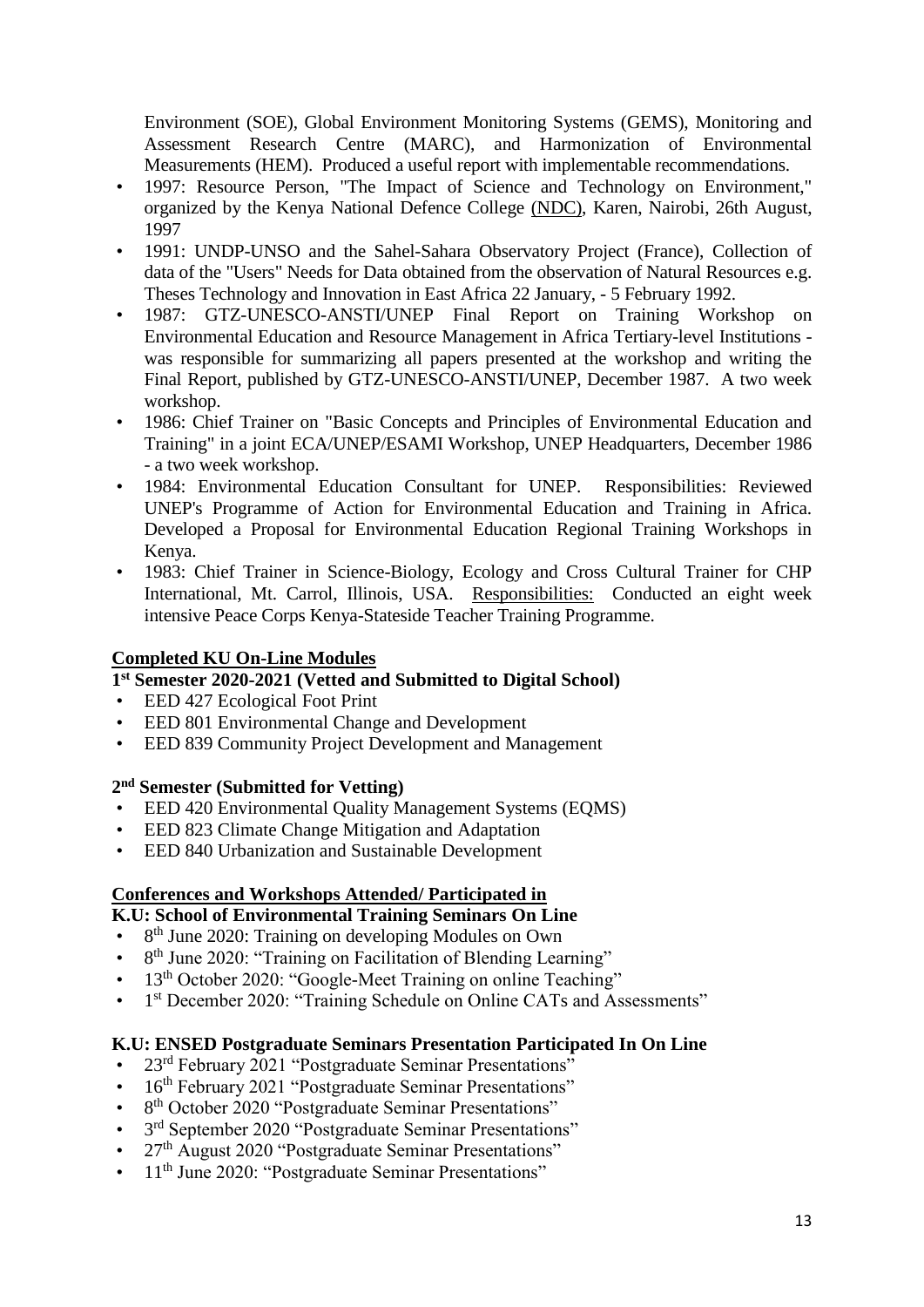Environment (SOE), Global Environment Monitoring Systems (GEMS), Monitoring and Assessment Research Centre (MARC), and Harmonization of Environmental Measurements (HEM). Produced a useful report with implementable recommendations.

- 1997: Resource Person, "The Impact of Science and Technology on Environment," organized by the Kenya National Defence College (NDC), Karen, Nairobi, 26th August, 1997
- 1991: UNDP-UNSO and the Sahel-Sahara Observatory Project (France), Collection of data of the "Users" Needs for Data obtained from the observation of Natural Resources e.g. Theses Technology and Innovation in East Africa 22 January, - 5 February 1992.
- 1987: GTZ-UNESCO-ANSTI/UNEP Final Report on Training Workshop on Environmental Education and Resource Management in Africa Tertiary-level Institutions - was responsible for summarizing all papers presented at the workshop and writing the Final Report, published by GTZ-UNESCO-ANSTI/UNEP, December 1987. A two week workshop.
- 1986: Chief Trainer on "Basic Concepts and Principles of Environmental Education and Training" in a joint ECA/UNEP/ESAMI Workshop, UNEP Headquarters, December 1986 - a two week workshop.
- 1984: Environmental Education Consultant for UNEP. Responsibilities: Reviewed UNEP's Programme of Action for Environmental Education and Training in Africa. Developed a Proposal for Environmental Education Regional Training Workshops in Kenya.
- 1983: Chief Trainer in Science-Biology, Ecology and Cross Cultural Trainer for CHP International, Mt. Carrol, Illinois, USA. Responsibilities: Conducted an eight week intensive Peace Corps Kenya-Stateside Teacher Training Programme.

## Completed KU On-Line Modules

**1st Semester 2020-2021 (Vetted and Submitted to Digital School)**

- EED 427 Ecological Foot Print
- EED 801 Environmental Change and Development
- EED 839 Community Project Development and Management

**2nd Semester (Submitted for Vetting)**

- EED 420 Environmental Quality Management Systems (EQMS)
- EED 823 Climate Change Mitigation and Adaptation
- EED 840 Urbanization and Sustainable Development

## Conferences and Workshops Attended/ Participated in

**K.U: School of Environmental Training Seminars On Line**

- 8th June 2020: Training on developing Modules on Own
- 8th June 2020: "Training on Facilitation of Blending Learning"
- 13th October 2020: "Google-Meet Training on online Teaching"
- 1st December 2020: "Training Schedule on Online CATs and Assessments"

**K.U: ENSED Postgraduate Seminars Presentation Participated In On Line**

- 23rd February 2021 "Postgraduate Seminar Presentations"
- 16th February 2021 "Postgraduate Seminar Presentations"
- 8th October 2020 "Postgraduate Seminar Presentations"
- 3rd September 2020 "Postgraduate Seminar Presentations"
- 27th August 2020 "Postgraduate Seminar Presentations"
- 11th June 2020: "Postgraduate Seminar Presentations"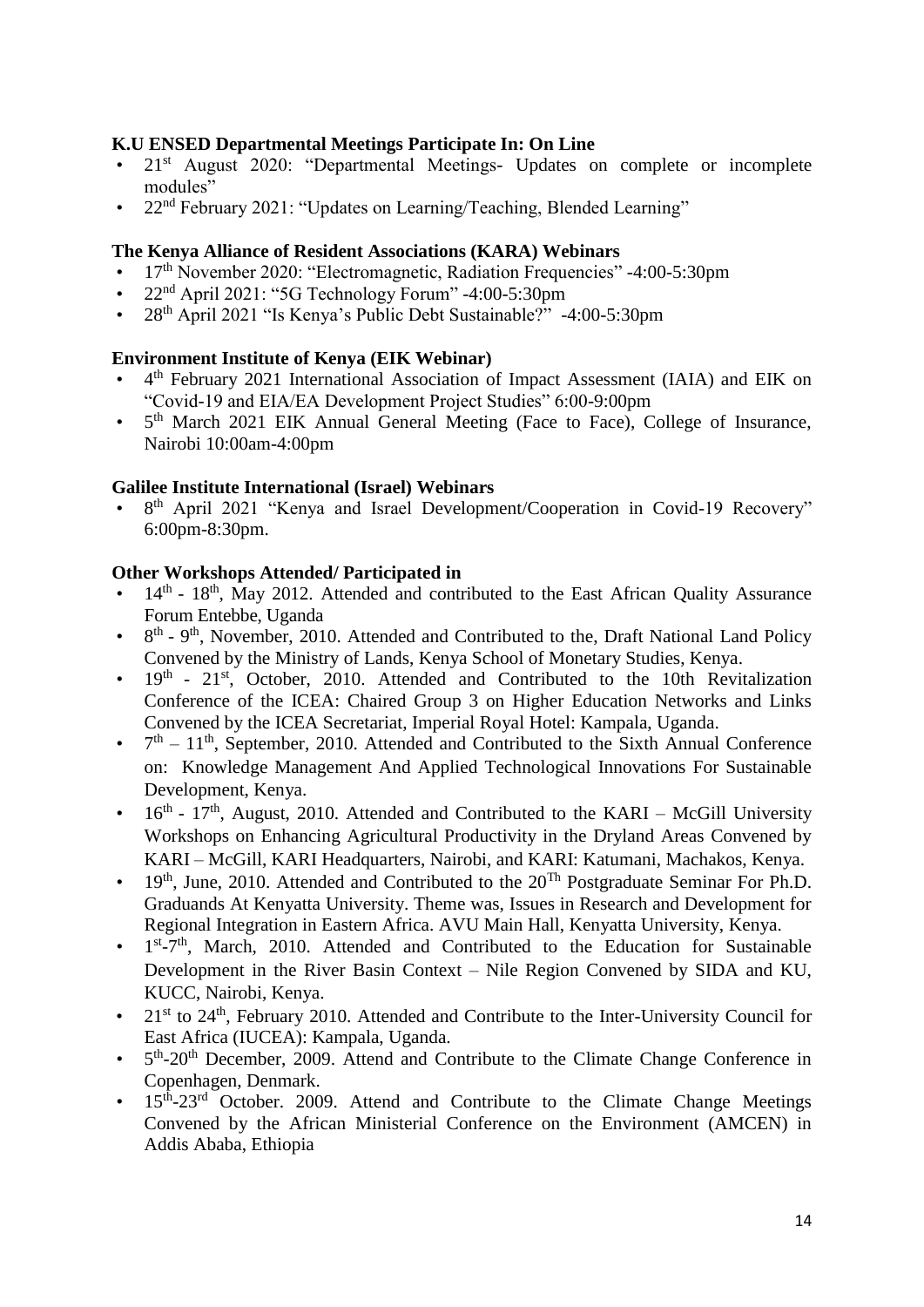**K.U ENSED Departmental Meetings Participate In: On Line**

- 21st August 2020: "Departmental Meetings- Updates on complete or incomplete modules"
- 22nd February 2021: "Updates on Learning/Teaching, Blended Learning"

**The Kenya Alliance of Resident Associations (KARA) Webinars**

- 17th November 2020: "Electromagnetic, Radiation Frequencies" -4:00-5:30pm
- 22nd April 2021: "5G Technology Forum" -4:00-5:30pm
- 28th April 2021 "Is Kenya's Public Debt Sustainable?" -4:00-5:30pm

**Environment Institute of Kenya (EIK Webinar)**

- 4th February 2021 International Association of Impact Assessment (IAIA) and EIK on "Covid-19 and EIA/EA Development Project Studies" 6:00-9:00pm
- 5th March 2021 EIK Annual General Meeting (Face to Face), College of Insurance, Nairobi 10:00am-4:00pm

**Galilee Institute International (Israel) Webinars**

- 8th April 2021 "Kenya and Israel Development/Cooperation in Covid-19 Recovery" 6:00pm-8:30pm.

**Other Workshops Attended/ Participated in**

- 14th - 18th, May 2012. Attended and contributed to the East African Quality Assurance Forum Entebbe, Uganda
- 8th - 9th, November, 2010. Attended and Contributed to the, Draft National Land Policy Convened by the Ministry of Lands, Kenya School of Monetary Studies, Kenya.
- 19th - 21st, October, 2010. Attended and Contributed to the 10th Revitalization Conference of the ICEA: Chaired Group 3 on Higher Education Networks and Links Convened by the ICEA Secretariat, Imperial Royal Hotel: Kampala, Uganda.
- 7th – 11th, September, 2010. Attended and Contributed to the Sixth Annual Conference on: Knowledge Management And Applied Technological Innovations For Sustainable Development, Kenya.
- 16th - 17th, August, 2010. Attended and Contributed to the KARI – McGill University Workshops on Enhancing Agricultural Productivity in the Dryland Areas Convened by KARI – McGill, KARI Headquarters, Nairobi, and KARI: Katumani, Machakos, Kenya.
- 19th, June, 2010. Attended and Contributed to the 20Th Postgraduate Seminar For Ph.D. Graduands At Kenyatta University. Theme was, Issues in Research and Development for Regional Integration in Eastern Africa. AVU Main Hall, Kenyatta University, Kenya.
- 1st-7th, March, 2010. Attended and Contributed to the Education for Sustainable Development in the River Basin Context – Nile Region Convened by SIDA and KU, KUCC, Nairobi, Kenya.
- 21st to 24th, February 2010. Attended and Contribute to the Inter-University Council for East Africa (IUCEA): Kampala, Uganda.
- 5th-20th December, 2009. Attend and Contribute to the Climate Change Conference in Copenhagen, Denmark.
- 15th-23rd October. 2009. Attend and Contribute to the Climate Change Meetings Convened by the African Ministerial Conference on the Environment (AMCEN) in Addis Ababa, Ethiopia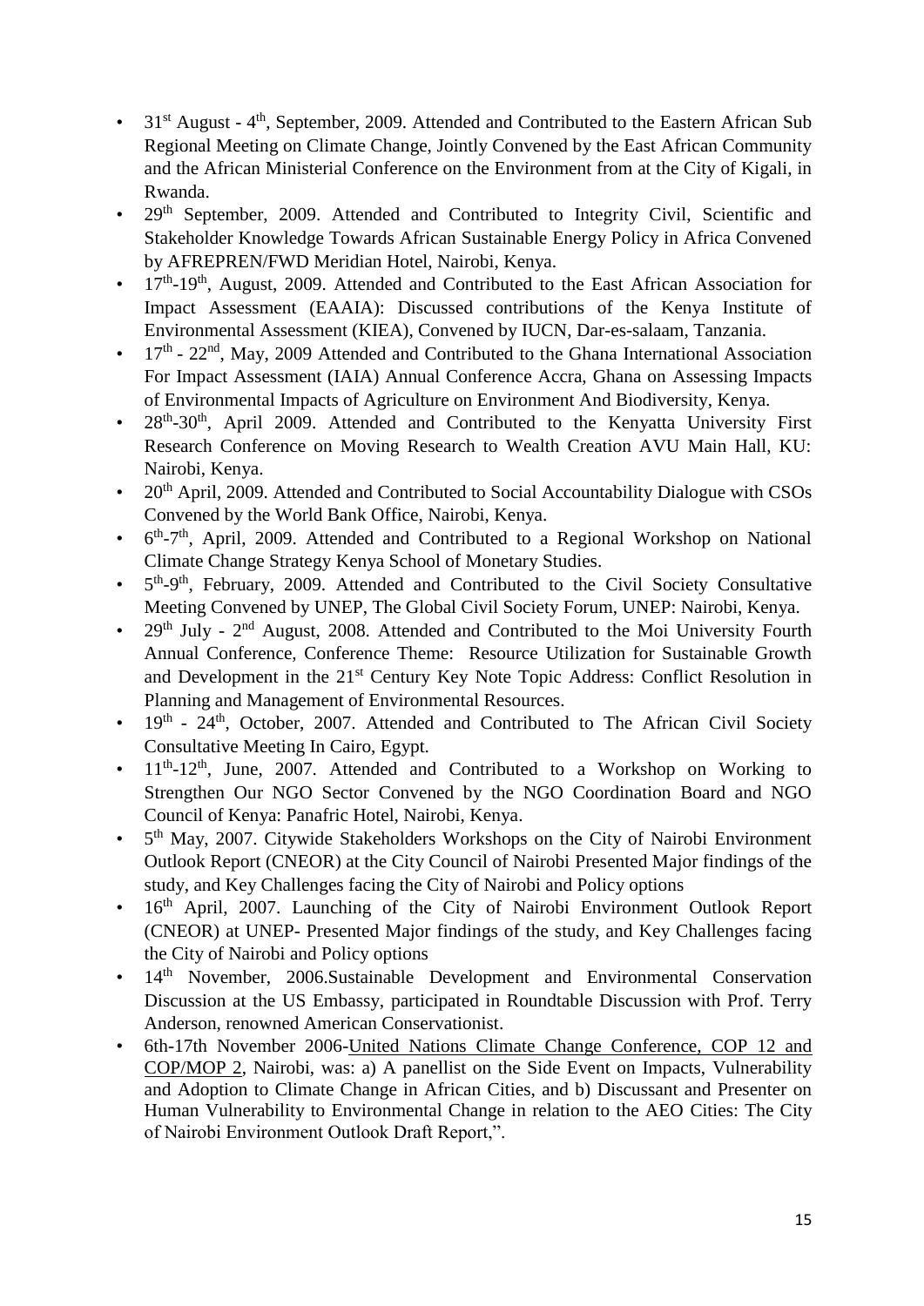- 31st August - 4th, September, 2009. Attended and Contributed to the Eastern African Sub Regional Meeting on Climate Change, Jointly Convened by the East African Community and the African Ministerial Conference on the Environment from at the City of Kigali, in Rwanda.
- 29th September, 2009. Attended and Contributed to Integrity Civil, Scientific and Stakeholder Knowledge Towards African Sustainable Energy Policy in Africa Convened by AFREPREN/FWD Meridian Hotel, Nairobi, Kenya.
- 17th-19th, August, 2009. Attended and Contributed to the East African Association for Impact Assessment (EAAIA): Discussed contributions of the Kenya Institute of Environmental Assessment (KIEA), Convened by IUCN, Dar-es-salaam, Tanzania.
- 17th - 22nd, May, 2009 Attended and Contributed to the Ghana International Association For Impact Assessment (IAIA) Annual Conference Accra, Ghana on Assessing Impacts of Environmental Impacts of Agriculture on Environment And Biodiversity, Kenya.
- 28th-30th, April 2009. Attended and Contributed to the Kenyatta University First Research Conference on Moving Research to Wealth Creation AVU Main Hall, KU: Nairobi, Kenya.
- 20th April, 2009. Attended and Contributed to Social Accountability Dialogue with CSOs Convened by the World Bank Office, Nairobi, Kenya.
- 6th-7th, April, 2009. Attended and Contributed to a Regional Workshop on National Climate Change Strategy Kenya School of Monetary Studies.
- 5th-9th, February, 2009. Attended and Contributed to the Civil Society Consultative Meeting Convened by UNEP, The Global Civil Society Forum, UNEP: Nairobi, Kenya.
- 29th July - 2nd August, 2008. Attended and Contributed to the Moi University Fourth Annual Conference, Conference Theme: Resource Utilization for Sustainable Growth and Development in the 21st Century Key Note Topic Address: Conflict Resolution in Planning and Management of Environmental Resources.
- 19th - 24th, October, 2007. Attended and Contributed to The African Civil Society Consultative Meeting In Cairo, Egypt.
- 11th-12th, June, 2007. Attended and Contributed to a Workshop on Working to Strengthen Our NGO Sector Convened by the NGO Coordination Board and NGO Council of Kenya: Panafric Hotel, Nairobi, Kenya.
- 5th May, 2007. Citywide Stakeholders Workshops on the City of Nairobi Environment Outlook Report (CNEOR) at the City Council of Nairobi Presented Major findings of the study, and Key Challenges facing the City of Nairobi and Policy options
- 16th April, 2007. Launching of the City of Nairobi Environment Outlook Report (CNEOR) at UNEP- Presented Major findings of the study, and Key Challenges facing the City of Nairobi and Policy options
- 14th November, 2006.Sustainable Development and Environmental Conservation Discussion at the US Embassy, participated in Roundtable Discussion with Prof. Terry Anderson, renowned American Conservationist.
- 6th-17th November 2006-United Nations Climate Change Conference, COP 12 and COP/MOP 2, Nairobi, was: a) A panellist on the Side Event on Impacts, Vulnerability and Adoption to Climate Change in African Cities, and b) Discussant and Presenter on Human Vulnerability to Environmental Change in relation to the AEO Cities: The City of Nairobi Environment Outlook Draft Report,".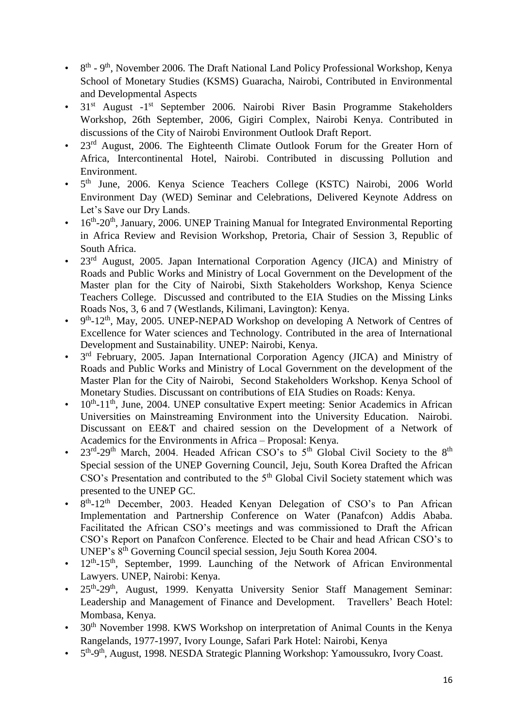- 8th - 9th, November 2006. The Draft National Land Policy Professional Workshop, Kenya School of Monetary Studies (KSMS) Guaracha, Nairobi, Contributed in Environmental and Developmental Aspects
- 31st August -1st September 2006. Nairobi River Basin Programme Stakeholders Workshop, 26th September, 2006, Gigiri Complex, Nairobi Kenya. Contributed in discussions of the City of Nairobi Environment Outlook Draft Report.
- 23rd August, 2006. The Eighteenth Climate Outlook Forum for the Greater Horn of Africa, Intercontinental Hotel, Nairobi. Contributed in discussing Pollution and Environment.
- 5th June, 2006. Kenya Science Teachers College (KSTC) Nairobi, 2006 World Environment Day (WED) Seminar and Celebrations, Delivered Keynote Address on Let's Save our Dry Lands.
- 16th-20th, January, 2006. UNEP Training Manual for Integrated Environmental Reporting in Africa Review and Revision Workshop, Pretoria, Chair of Session 3, Republic of South Africa.
- 23rd August, 2005. Japan International Corporation Agency (JICA) and Ministry of Roads and Public Works and Ministry of Local Government on the Development of the Master plan for the City of Nairobi, Sixth Stakeholders Workshop, Kenya Science Teachers College. Discussed and contributed to the EIA Studies on the Missing Links Roads Nos, 3, 6 and 7 (Westlands, Kilimani, Lavington): Kenya.
- 9th-12th, May, 2005. UNEP-NEPAD Workshop on developing A Network of Centres of Excellence for Water sciences and Technology. Contributed in the area of International Development and Sustainability. UNEP: Nairobi, Kenya.
- 3rd February, 2005. Japan International Corporation Agency (JICA) and Ministry of Roads and Public Works and Ministry of Local Government on the development of the Master Plan for the City of Nairobi, Second Stakeholders Workshop. Kenya School of Monetary Studies. Discussant on contributions of EIA Studies on Roads: Kenya.
- 10th-11th, June, 2004. UNEP consultative Expert meeting: Senior Academics in African Universities on Mainstreaming Environment into the University Education. Nairobi. Discussant on EE&T and chaired session on the Development of a Network of Academics for the Environments in Africa – Proposal: Kenya.
- 23rd-29th March, 2004. Headed African CSO's to 5th Global Civil Society to the 8th Special session of the UNEP Governing Council, Jeju, South Korea Drafted the African CSO's Presentation and contributed to the 5th Global Civil Society statement which was presented to the UNEP GC.
- 8th-12th December, 2003. Headed Kenyan Delegation of CSO's to Pan African Implementation and Partnership Conference on Water (Panafcon) Addis Ababa. Facilitated the African CSO's meetings and was commissioned to Draft the African CSO's Report on Panafcon Conference. Elected to be Chair and head African CSO's to UNEP's 8th Governing Council special session, Jeju South Korea 2004.
- 12th-15th, September, 1999. Launching of the Network of African Environmental Lawyers. UNEP, Nairobi: Kenya.
- 25th-29th, August, 1999. Kenyatta University Senior Staff Management Seminar: Leadership and Management of Finance and Development. Travellers' Beach Hotel: Mombasa, Kenya.
- 30th November 1998. KWS Workshop on interpretation of Animal Counts in the Kenya Rangelands, 1977-1997, Ivory Lounge, Safari Park Hotel: Nairobi, Kenya
- 5th-9th, August, 1998. NESDA Strategic Planning Workshop: Yamoussukro, Ivory Coast.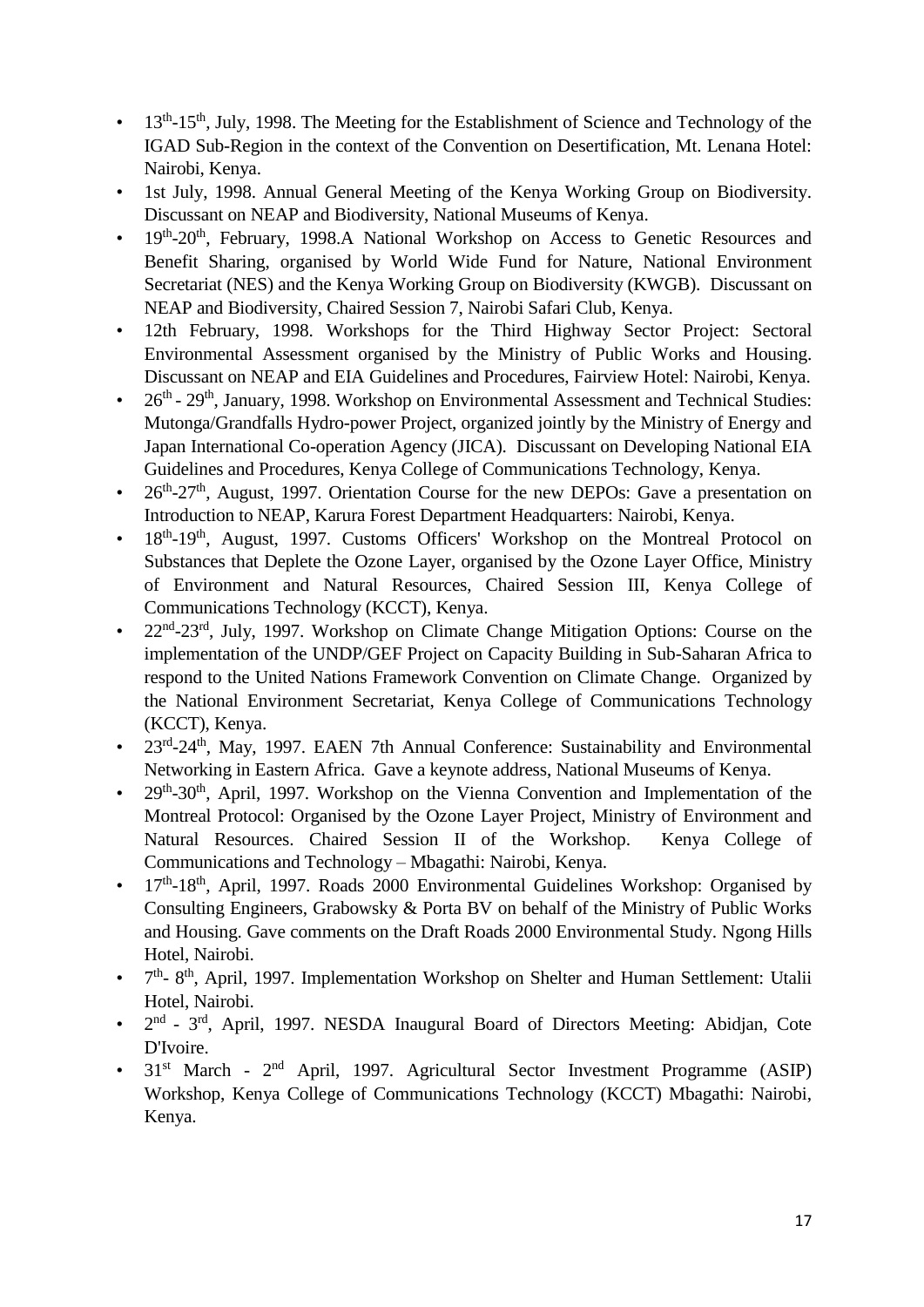- 13th-15th, July, 1998. The Meeting for the Establishment of Science and Technology of the IGAD Sub-Region in the context of the Convention on Desertification, Mt. Lenana Hotel: Nairobi, Kenya.
- 1st July, 1998. Annual General Meeting of the Kenya Working Group on Biodiversity. Discussant on NEAP and Biodiversity, National Museums of Kenya.
- 19th-20th, February, 1998.A National Workshop on Access to Genetic Resources and Benefit Sharing, organised by World Wide Fund for Nature, National Environment Secretariat (NES) and the Kenya Working Group on Biodiversity (KWGB). Discussant on NEAP and Biodiversity, Chaired Session 7, Nairobi Safari Club, Kenya.
- 12th February, 1998. Workshops for the Third Highway Sector Project: Sectoral Environmental Assessment organised by the Ministry of Public Works and Housing. Discussant on NEAP and EIA Guidelines and Procedures, Fairview Hotel: Nairobi, Kenya.
- 26th - 29th, January, 1998. Workshop on Environmental Assessment and Technical Studies: Mutonga/Grandfalls Hydro-power Project, organized jointly by the Ministry of Energy and Japan International Co-operation Agency (JICA). Discussant on Developing National EIA Guidelines and Procedures, Kenya College of Communications Technology, Kenya.
- 26th-27th, August, 1997. Orientation Course for the new DEPOs: Gave a presentation on Introduction to NEAP, Karura Forest Department Headquarters: Nairobi, Kenya.
- 18th-19th, August, 1997. Customs Officers' Workshop on the Montreal Protocol on Substances that Deplete the Ozone Layer, organised by the Ozone Layer Office, Ministry of Environment and Natural Resources, Chaired Session III, Kenya College of Communications Technology (KCCT), Kenya.
- 22nd-23rd, July, 1997. Workshop on Climate Change Mitigation Options: Course on the implementation of the UNDP/GEF Project on Capacity Building in Sub-Saharan Africa to respond to the United Nations Framework Convention on Climate Change. Organized by the National Environment Secretariat, Kenya College of Communications Technology (KCCT), Kenya.
- 23rd-24th, May, 1997. EAEN 7th Annual Conference: Sustainability and Environmental Networking in Eastern Africa. Gave a keynote address, National Museums of Kenya.
- 29th-30th, April, 1997. Workshop on the Vienna Convention and Implementation of the Montreal Protocol: Organised by the Ozone Layer Project, Ministry of Environment and Natural Resources. Chaired Session II of the Workshop. Kenya College of Communications and Technology – Mbagathi: Nairobi, Kenya.
- 17th-18th, April, 1997. Roads 2000 Environmental Guidelines Workshop: Organised by Consulting Engineers, Grabowsky & Porta BV on behalf of the Ministry of Public Works and Housing. Gave comments on the Draft Roads 2000 Environmental Study. Ngong Hills Hotel, Nairobi.
- 7th- 8th, April, 1997. Implementation Workshop on Shelter and Human Settlement: Utalii Hotel, Nairobi.
- 2nd - 3rd, April, 1997. NESDA Inaugural Board of Directors Meeting: Abidjan, Cote D'Ivoire.
- 31st March - 2nd April, 1997. Agricultural Sector Investment Programme (ASIP) Workshop, Kenya College of Communications Technology (KCCT) Mbagathi: Nairobi, Kenya.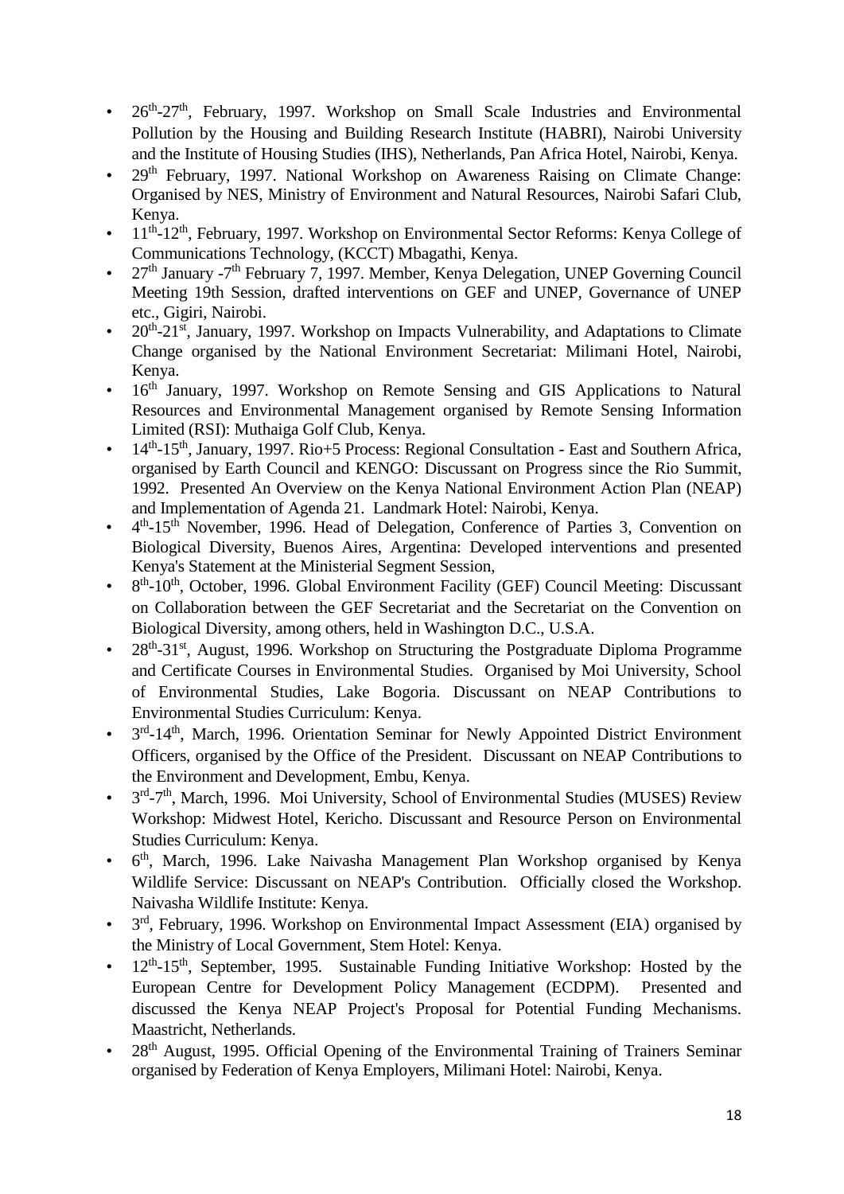- 26th-27th, February, 1997. Workshop on Small Scale Industries and Environmental Pollution by the Housing and Building Research Institute (HABRI), Nairobi University and the Institute of Housing Studies (IHS), Netherlands, Pan Africa Hotel, Nairobi, Kenya.
- 29th February, 1997. National Workshop on Awareness Raising on Climate Change: Organised by NES, Ministry of Environment and Natural Resources, Nairobi Safari Club, Kenya.
- 11th-12th, February, 1997. Workshop on Environmental Sector Reforms: Kenya College of Communications Technology, (KCCT) Mbagathi, Kenya.
- 27th January -7th February 7, 1997. Member, Kenya Delegation, UNEP Governing Council Meeting 19th Session, drafted interventions on GEF and UNEP, Governance of UNEP etc., Gigiri, Nairobi.
- 20th-21st, January, 1997. Workshop on Impacts Vulnerability, and Adaptations to Climate Change organised by the National Environment Secretariat: Milimani Hotel, Nairobi, Kenya.
- 16th January, 1997. Workshop on Remote Sensing and GIS Applications to Natural Resources and Environmental Management organised by Remote Sensing Information Limited (RSI): Muthaiga Golf Club, Kenya.
- 14th-15th, January, 1997. Rio+5 Process: Regional Consultation - East and Southern Africa, organised by Earth Council and KENGO: Discussant on Progress since the Rio Summit, 1992. Presented An Overview on the Kenya National Environment Action Plan (NEAP) and Implementation of Agenda 21. Landmark Hotel: Nairobi, Kenya.
- 4th-15th November, 1996. Head of Delegation, Conference of Parties 3, Convention on Biological Diversity, Buenos Aires, Argentina: Developed interventions and presented Kenya's Statement at the Ministerial Segment Session,
- 8th-10th, October, 1996. Global Environment Facility (GEF) Council Meeting: Discussant on Collaboration between the GEF Secretariat and the Secretariat on the Convention on Biological Diversity, among others, held in Washington D.C., U.S.A.
- 28th-31st, August, 1996. Workshop on Structuring the Postgraduate Diploma Programme and Certificate Courses in Environmental Studies. Organised by Moi University, School of Environmental Studies, Lake Bogoria. Discussant on NEAP Contributions to Environmental Studies Curriculum: Kenya.
- 3rd-14th, March, 1996. Orientation Seminar for Newly Appointed District Environment Officers, organised by the Office of the President. Discussant on NEAP Contributions to the Environment and Development, Embu, Kenya.
- 3rd-7th, March, 1996. Moi University, School of Environmental Studies (MUSES) Review Workshop: Midwest Hotel, Kericho. Discussant and Resource Person on Environmental Studies Curriculum: Kenya.
- 6th, March, 1996. Lake Naivasha Management Plan Workshop organised by Kenya Wildlife Service: Discussant on NEAP's Contribution. Officially closed the Workshop. Naivasha Wildlife Institute: Kenya.
- 3rd, February, 1996. Workshop on Environmental Impact Assessment (EIA) organised by the Ministry of Local Government, Stem Hotel: Kenya.
- 12th-15th, September, 1995. Sustainable Funding Initiative Workshop: Hosted by the European Centre for Development Policy Management (ECDPM). Presented and discussed the Kenya NEAP Project's Proposal for Potential Funding Mechanisms. Maastricht, Netherlands.
- 28th August, 1995. Official Opening of the Environmental Training of Trainers Seminar organised by Federation of Kenya Employers, Milimani Hotel: Nairobi, Kenya.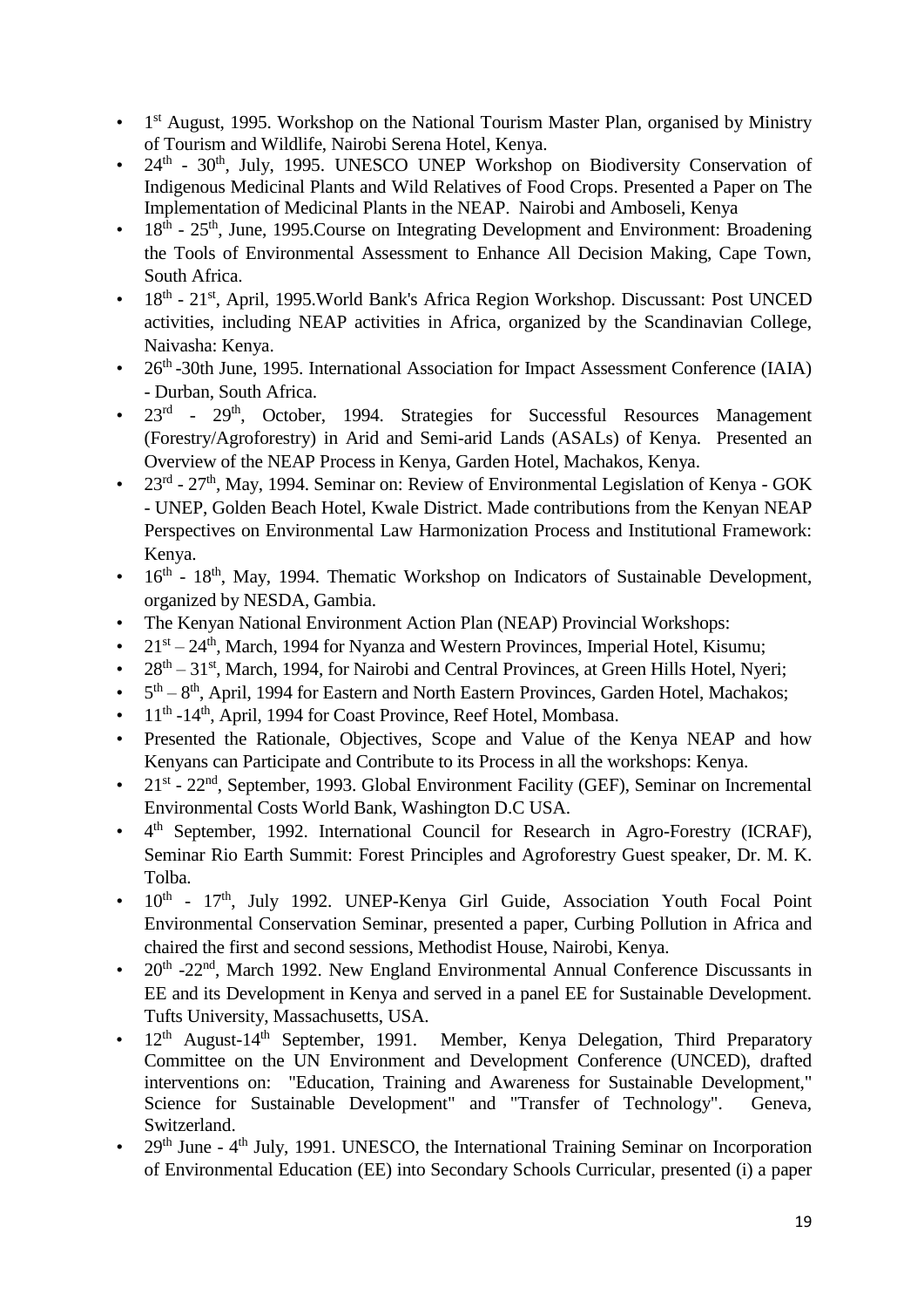- 1st August, 1995. Workshop on the National Tourism Master Plan, organised by Ministry of Tourism and Wildlife, Nairobi Serena Hotel, Kenya.
- 24th - 30th, July, 1995. UNESCO UNEP Workshop on Biodiversity Conservation of Indigenous Medicinal Plants and Wild Relatives of Food Crops. Presented a Paper on The Implementation of Medicinal Plants in the NEAP. Nairobi and Amboseli, Kenya
- 18th - 25th, June, 1995.Course on Integrating Development and Environment: Broadening the Tools of Environmental Assessment to Enhance All Decision Making, Cape Town, South Africa.
- 18th - 21st, April, 1995.World Bank's Africa Region Workshop. Discussant: Post UNCED activities, including NEAP activities in Africa, organized by the Scandinavian College, Naivasha: Kenya.
- 26th -30th June, 1995. International Association for Impact Assessment Conference (IAIA) - Durban, South Africa.
- 23rd - 29th, October, 1994. Strategies for Successful Resources Management (Forestry/Agroforestry) in Arid and Semi-arid Lands (ASALs) of Kenya. Presented an Overview of the NEAP Process in Kenya, Garden Hotel, Machakos, Kenya.
- 23rd - 27th, May, 1994. Seminar on: Review of Environmental Legislation of Kenya - GOK - UNEP, Golden Beach Hotel, Kwale District. Made contributions from the Kenyan NEAP Perspectives on Environmental Law Harmonization Process and Institutional Framework: Kenya.
- 16th - 18th, May, 1994. Thematic Workshop on Indicators of Sustainable Development, organized by NESDA, Gambia.
- The Kenyan National Environment Action Plan (NEAP) Provincial Workshops:
- 21st – 24th, March, 1994 for Nyanza and Western Provinces, Imperial Hotel, Kisumu;
- 28th – 31st, March, 1994, for Nairobi and Central Provinces, at Green Hills Hotel, Nyeri;
- 5th – 8th, April, 1994 for Eastern and North Eastern Provinces, Garden Hotel, Machakos;
- 11th -14th, April, 1994 for Coast Province, Reef Hotel, Mombasa.
- Presented the Rationale, Objectives, Scope and Value of the Kenya NEAP and how Kenyans can Participate and Contribute to its Process in all the workshops: Kenya.
- 21st - 22nd, September, 1993. Global Environment Facility (GEF), Seminar on Incremental Environmental Costs World Bank, Washington D.C USA.
- 4th September, 1992. International Council for Research in Agro-Forestry (ICRAF), Seminar Rio Earth Summit: Forest Principles and Agroforestry Guest speaker, Dr. M. K. Tolba.
- 10th - 17th, July 1992. UNEP-Kenya Girl Guide, Association Youth Focal Point Environmental Conservation Seminar, presented a paper, Curbing Pollution in Africa and chaired the first and second sessions, Methodist House, Nairobi, Kenya.
- 20th -22nd, March 1992. New England Environmental Annual Conference Discussants in EE and its Development in Kenya and served in a panel EE for Sustainable Development. Tufts University, Massachusetts, USA.
- 12th August-14th September, 1991. Member, Kenya Delegation, Third Preparatory Committee on the UN Environment and Development Conference (UNCED), drafted interventions on: "Education, Training and Awareness for Sustainable Development," Science for Sustainable Development" and "Transfer of Technology". Geneva, Switzerland.
- 29th June - 4th July, 1991. UNESCO, the International Training Seminar on Incorporation of Environmental Education (EE) into Secondary Schools Curricular, presented (i) a paper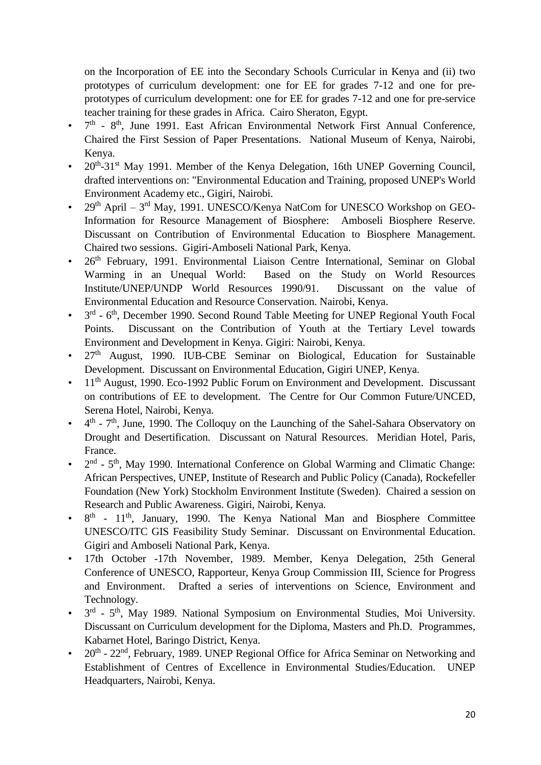on the Incorporation of EE into the Secondary Schools Curricular in Kenya and (ii) two prototypes of curriculum development: one for EE for grades 7-12 and one for pre-prototypes of curriculum development: one for EE for grades 7-12 and one for pre-service teacher training for these grades in Africa. Cairo Sheraton, Egypt.

- 7th - 8th, June 1991. East African Environmental Network First Annual Conference, Chaired the First Session of Paper Presentations. National Museum of Kenya, Nairobi, Kenya.
- 20th-31st May 1991. Member of the Kenya Delegation, 16th UNEP Governing Council, drafted interventions on: "Environmental Education and Training, proposed UNEP's World Environment Academy etc., Gigiri, Nairobi.
- 29th April – 3rd May, 1991. UNESCO/Kenya NatCom for UNESCO Workshop on GEO-Information for Resource Management of Biosphere: Amboseli Biosphere Reserve. Discussant on Contribution of Environmental Education to Biosphere Management. Chaired two sessions. Gigiri-Amboseli National Park, Kenya.
- 26th February, 1991. Environmental Liaison Centre International, Seminar on Global Warming in an Unequal World: Based on the Study on World Resources Institute/UNEP/UNDP World Resources 1990/91. Discussant on the value of Environmental Education and Resource Conservation. Nairobi, Kenya.
- 3rd - 6th, December 1990. Second Round Table Meeting for UNEP Regional Youth Focal Points. Discussant on the Contribution of Youth at the Tertiary Level towards Environment and Development in Kenya. Gigiri: Nairobi, Kenya.
- 27th August, 1990. IUB-CBE Seminar on Biological, Education for Sustainable Development. Discussant on Environmental Education, Gigiri UNEP, Kenya.
- 11th August, 1990. Eco-1992 Public Forum on Environment and Development. Discussant on contributions of EE to development. The Centre for Our Common Future/UNCED, Serena Hotel, Nairobi, Kenya.
- 4th - 7th, June, 1990. The Colloquy on the Launching of the Sahel-Sahara Observatory on Drought and Desertification. Discussant on Natural Resources. Meridian Hotel, Paris, France.
- 2nd - 5th, May 1990. International Conference on Global Warming and Climatic Change: African Perspectives, UNEP, Institute of Research and Public Policy (Canada), Rockefeller Foundation (New York) Stockholm Environment Institute (Sweden). Chaired a session on Research and Public Awareness. Gigiri, Nairobi, Kenya.
- 8th - 11th, January, 1990. The Kenya National Man and Biosphere Committee UNESCO/ITC GIS Feasibility Study Seminar. Discussant on Environmental Education. Gigiri and Amboseli National Park, Kenya.
- 17th October -17th November, 1989. Member, Kenya Delegation, 25th General Conference of UNESCO, Rapporteur, Kenya Group Commission III, Science for Progress and Environment. Drafted a series of interventions on Science, Environment and Technology.
- 3rd - 5th, May 1989. National Symposium on Environmental Studies, Moi University. Discussant on Curriculum development for the Diploma, Masters and Ph.D. Programmes, Kabarnet Hotel, Baringo District, Kenya.
- 20th - 22nd, February, 1989. UNEP Regional Office for Africa Seminar on Networking and Establishment of Centres of Excellence in Environmental Studies/Education. UNEP Headquarters, Nairobi, Kenya.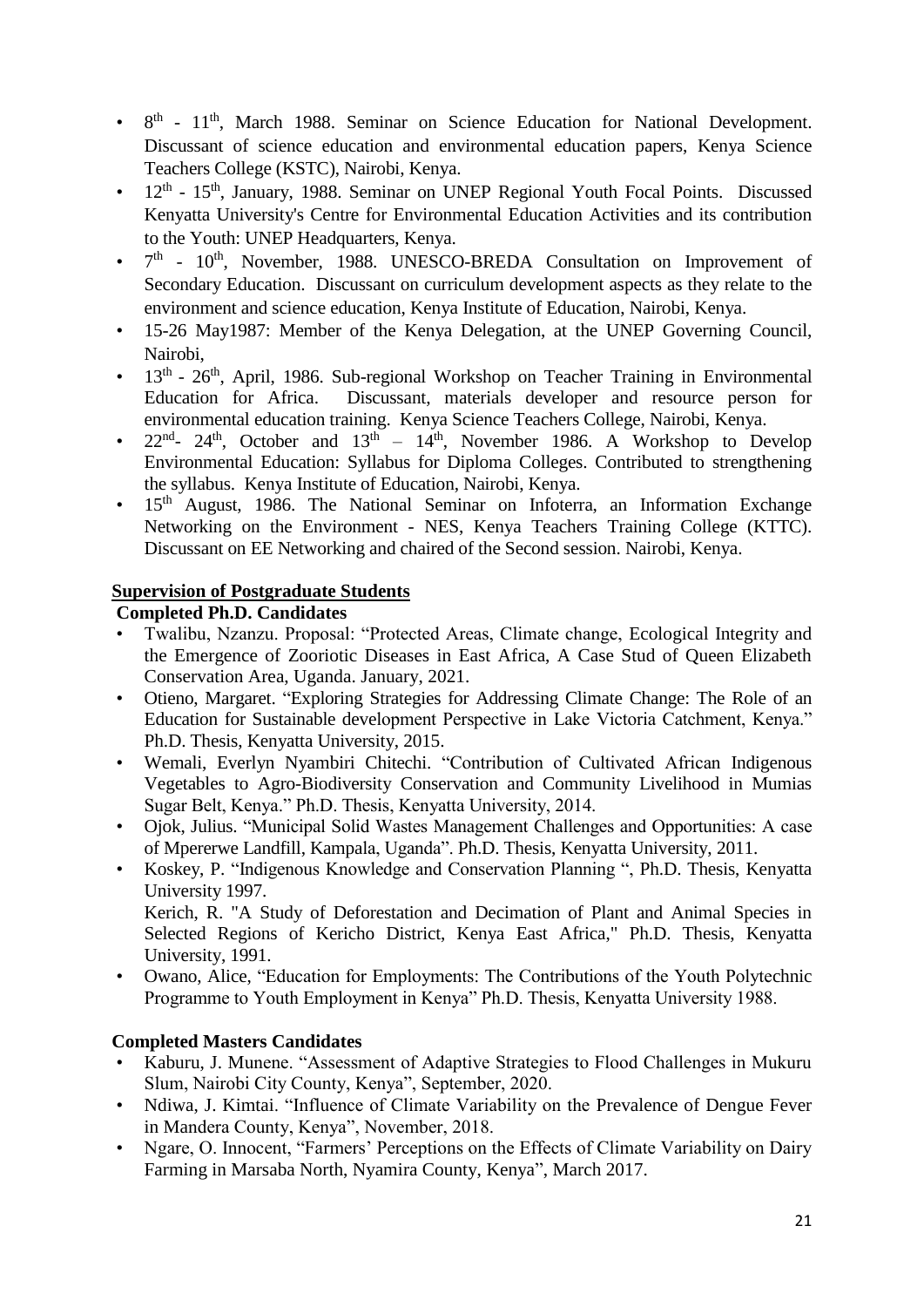- 8th - 11th, March 1988. Seminar on Science Education for National Development. Discussant of science education and environmental education papers, Kenya Science Teachers College (KSTC), Nairobi, Kenya.
- 12th - 15th, January, 1988. Seminar on UNEP Regional Youth Focal Points. Discussed Kenyatta University's Centre for Environmental Education Activities and its contribution to the Youth: UNEP Headquarters, Kenya.
- 7th - 10th, November, 1988. UNESCO-BREDA Consultation on Improvement of Secondary Education. Discussant on curriculum development aspects as they relate to the environment and science education, Kenya Institute of Education, Nairobi, Kenya.
- 15-26 May1987: Member of the Kenya Delegation, at the UNEP Governing Council, Nairobi,
- 13th - 26th, April, 1986. Sub-regional Workshop on Teacher Training in Environmental Education for Africa. Discussant, materials developer and resource person for environmental education training. Kenya Science Teachers College, Nairobi, Kenya.
- 22nd- 24th, October and 13th – 14th, November 1986. A Workshop to Develop Environmental Education: Syllabus for Diploma Colleges. Contributed to strengthening the syllabus. Kenya Institute of Education, Nairobi, Kenya.
- 15th August, 1986. The National Seminar on Infoterra, an Information Exchange Networking on the Environment - NES, Kenya Teachers Training College (KTTC). Discussant on EE Networking and chaired of the Second session. Nairobi, Kenya.

## Supervision of Postgraduate Students

### Completed Ph.D. Candidates

- Twalibu, Nzanzu. Proposal: "Protected Areas, Climate change, Ecological Integrity and the Emergence of Zooriotic Diseases in East Africa, A Case Stud of Queen Elizabeth Conservation Area, Uganda. January, 2021.
- Otieno, Margaret. "Exploring Strategies for Addressing Climate Change: The Role of an Education for Sustainable development Perspective in Lake Victoria Catchment, Kenya." Ph.D. Thesis, Kenyatta University, 2015.
- Wemali, Everlyn Nyambiri Chitechi. "Contribution of Cultivated African Indigenous Vegetables to Agro-Biodiversity Conservation and Community Livelihood in Mumias Sugar Belt, Kenya." Ph.D. Thesis, Kenyatta University, 2014.
- Ojok, Julius. "Municipal Solid Wastes Management Challenges and Opportunities: A case of Mpererwe Landfill, Kampala, Uganda". Ph.D. Thesis, Kenyatta University, 2011.
- Koskey, P. "Indigenous Knowledge and Conservation Planning ", Ph.D. Thesis, Kenyatta University 1997.
  Kerich, R. "A Study of Deforestation and Decimation of Plant and Animal Species in Selected Regions of Kericho District, Kenya East Africa," Ph.D. Thesis, Kenyatta University, 1991.
- Owano, Alice, "Education for Employments: The Contributions of the Youth Polytechnic Programme to Youth Employment in Kenya" Ph.D. Thesis, Kenyatta University 1988.

### Completed Masters Candidates

- Kaburu, J. Munene. "Assessment of Adaptive Strategies to Flood Challenges in Mukuru Slum, Nairobi City County, Kenya", September, 2020.
- Ndiwa, J. Kimtai. "Influence of Climate Variability on the Prevalence of Dengue Fever in Mandera County, Kenya", November, 2018.
- Ngare, O. Innocent, "Farmers' Perceptions on the Effects of Climate Variability on Dairy Farming in Marsaba North, Nyamira County, Kenya", March 2017.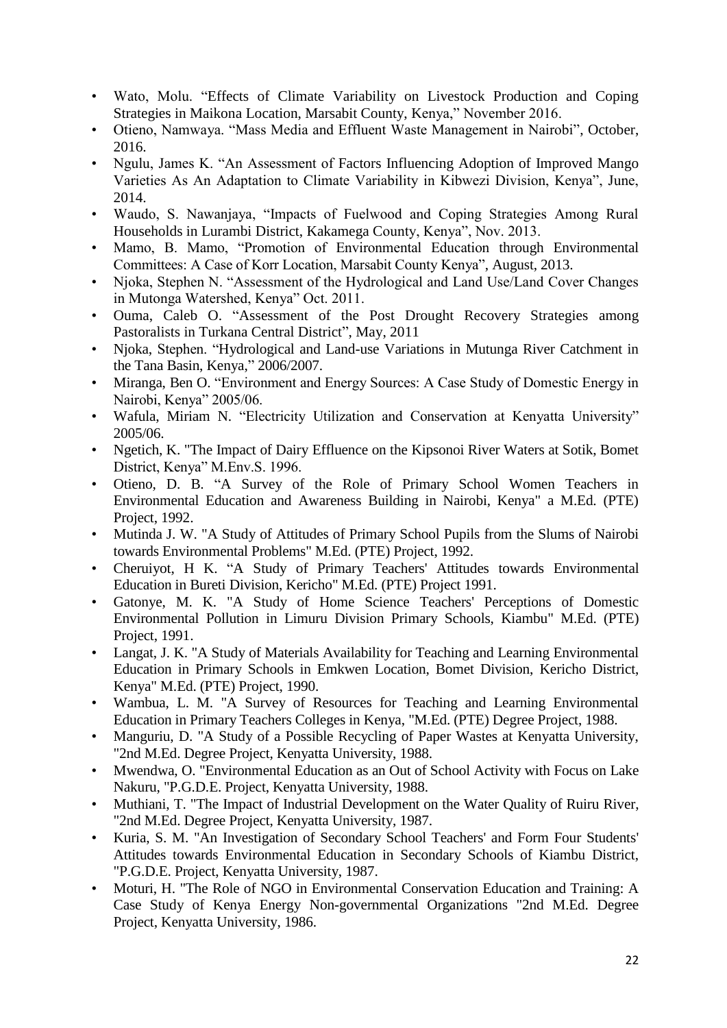- Wato, Molu. “Effects of Climate Variability on Livestock Production and Coping Strategies in Maikona Location, Marsabit County, Kenya,” November 2016.
- Otieno, Namwaya. “Mass Media and Effluent Waste Management in Nairobi”, October, 2016.
- Ngulu, James K. “An Assessment of Factors Influencing Adoption of Improved Mango Varieties As An Adaptation to Climate Variability in Kibwezi Division, Kenya”, June, 2014.
- Waudo, S. Nawanjaya, “Impacts of Fuelwood and Coping Strategies Among Rural Households in Lurambi District, Kakamega County, Kenya”, Nov. 2013.
- Mamo, B. Mamo, “Promotion of Environmental Education through Environmental Committees: A Case of Korr Location, Marsabit County Kenya”, August, 2013.
- Njoka, Stephen N. “Assessment of the Hydrological and Land Use/Land Cover Changes in Mutonga Watershed, Kenya” Oct. 2011.
- Ouma, Caleb O. “Assessment of the Post Drought Recovery Strategies among Pastoralists in Turkana Central District”, May, 2011
- Njoka, Stephen. “Hydrological and Land-use Variations in Mutunga River Catchment in the Tana Basin, Kenya,” 2006/2007.
- Miranga, Ben O. “Environment and Energy Sources: A Case Study of Domestic Energy in Nairobi, Kenya” 2005/06.
- Wafula, Miriam N. “Electricity Utilization and Conservation at Kenyatta University” 2005/06.
- Ngetich, K. "The Impact of Dairy Effluence on the Kipsonoi River Waters at Sotik, Bomet District, Kenya” M.Env.S. 1996.
- Otieno, D. B. “A Survey of the Role of Primary School Women Teachers in Environmental Education and Awareness Building in Nairobi, Kenya" a M.Ed. (PTE) Project, 1992.
- Mutinda J. W. "A Study of Attitudes of Primary School Pupils from the Slums of Nairobi towards Environmental Problems" M.Ed. (PTE) Project, 1992.
- Cheruiyot, H K. “A Study of Primary Teachers' Attitudes towards Environmental Education in Bureti Division, Kericho" M.Ed. (PTE) Project 1991.
- Gatonye, M. K. "A Study of Home Science Teachers' Perceptions of Domestic Environmental Pollution in Limuru Division Primary Schools, Kiambu" M.Ed. (PTE) Project, 1991.
- Langat, J. K. "A Study of Materials Availability for Teaching and Learning Environmental Education in Primary Schools in Emkwen Location, Bomet Division, Kericho District, Kenya" M.Ed. (PTE) Project, 1990.
- Wambua, L. M. "A Survey of Resources for Teaching and Learning Environmental Education in Primary Teachers Colleges in Kenya, "M.Ed. (PTE) Degree Project, 1988.
- Manguriu, D. "A Study of a Possible Recycling of Paper Wastes at Kenyatta University, "2nd M.Ed. Degree Project, Kenyatta University, 1988.
- Mwendwa, O. "Environmental Education as an Out of School Activity with Focus on Lake Nakuru, "P.G.D.E. Project, Kenyatta University, 1988.
- Muthiani, T. "The Impact of Industrial Development on the Water Quality of Ruiru River, "2nd M.Ed. Degree Project, Kenyatta University, 1987.
- Kuria, S. M. "An Investigation of Secondary School Teachers' and Form Four Students' Attitudes towards Environmental Education in Secondary Schools of Kiambu District, "P.G.D.E. Project, Kenyatta University, 1987.
- Moturi, H. "The Role of NGO in Environmental Conservation Education and Training: A Case Study of Kenya Energy Non-governmental Organizations "2nd M.Ed. Degree Project, Kenyatta University, 1986.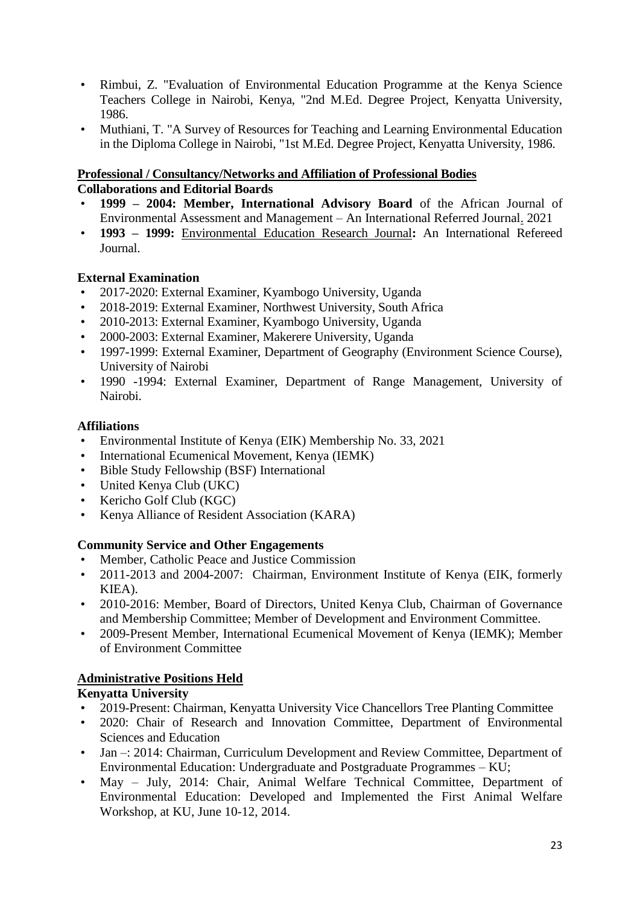- Rimbui, Z. "Evaluation of Environmental Education Programme at the Kenya Science Teachers College in Nairobi, Kenya, "2nd M.Ed. Degree Project, Kenyatta University, 1986.
- Muthiani, T. "A Survey of Resources for Teaching and Learning Environmental Education in the Diploma College in Nairobi, "1st M.Ed. Degree Project, Kenyatta University, 1986.

## Professional / Consultancy/Networks and Affiliation of Professional Bodies

### Collaborations and Editorial Boards

- **1999 – 2004: Member, International Advisory Board** of the African Journal of Environmental Assessment and Management – An International Referred Journal. 2021
- **1993 – 1999:** Environmental Education Research Journal**:** An International Refereed Journal.

### External Examination

- 2017-2020: External Examiner, Kyambogo University, Uganda
- 2018-2019: External Examiner, Northwest University, South Africa
- 2010-2013: External Examiner, Kyambogo University, Uganda
- 2000-2003: External Examiner, Makerere University, Uganda
- 1997-1999: External Examiner, Department of Geography (Environment Science Course), University of Nairobi
- 1990 -1994: External Examiner, Department of Range Management, University of Nairobi.

### Affiliations

- Environmental Institute of Kenya (EIK) Membership No. 33, 2021
- International Ecumenical Movement, Kenya (IEMK)
- Bible Study Fellowship (BSF) International
- United Kenya Club (UKC)
- Kericho Golf Club (KGC)
- Kenya Alliance of Resident Association (KARA)

### Community Service and Other Engagements

- Member, Catholic Peace and Justice Commission
- 2011-2013 and 2004-2007: Chairman, Environment Institute of Kenya (EIK, formerly KIEA).
- 2010-2016: Member, Board of Directors, United Kenya Club, Chairman of Governance and Membership Committee; Member of Development and Environment Committee.
- 2009-Present Member, International Ecumenical Movement of Kenya (IEMK); Member of Environment Committee

## Administrative Positions Held

### Kenyatta University

- 2019-Present: Chairman, Kenyatta University Vice Chancellors Tree Planting Committee
- 2020: Chair of Research and Innovation Committee, Department of Environmental Sciences and Education
- Jan –: 2014: Chairman, Curriculum Development and Review Committee, Department of Environmental Education: Undergraduate and Postgraduate Programmes – KU;
- May – July, 2014: Chair, Animal Welfare Technical Committee, Department of Environmental Education: Developed and Implemented the First Animal Welfare Workshop, at KU, June 10-12, 2014.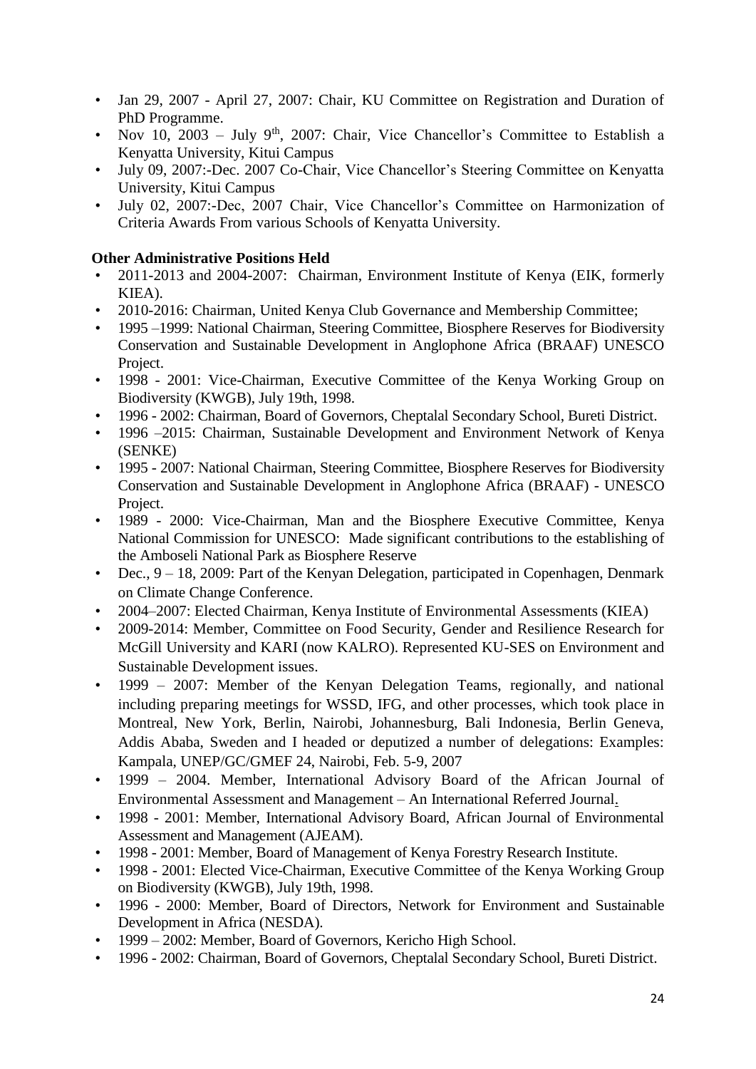- Jan 29, 2007 - April 27, 2007: Chair, KU Committee on Registration and Duration of PhD Programme.
- Nov 10, 2003 – July 9th, 2007: Chair, Vice Chancellor's Committee to Establish a Kenyatta University, Kitui Campus
- July 09, 2007:-Dec. 2007 Co-Chair, Vice Chancellor's Steering Committee on Kenyatta University, Kitui Campus
- July 02, 2007:-Dec, 2007 Chair, Vice Chancellor's Committee on Harmonization of Criteria Awards From various Schools of Kenyatta University.

**Other Administrative Positions Held**

- 2011-2013 and 2004-2007: Chairman, Environment Institute of Kenya (EIK, formerly KIEA).
- 2010-2016: Chairman, United Kenya Club Governance and Membership Committee;
- 1995 –1999: National Chairman, Steering Committee, Biosphere Reserves for Biodiversity Conservation and Sustainable Development in Anglophone Africa (BRAAF) UNESCO Project.
- 1998 - 2001: Vice-Chairman, Executive Committee of the Kenya Working Group on Biodiversity (KWGB), July 19th, 1998.
- 1996 - 2002: Chairman, Board of Governors, Cheptalal Secondary School, Bureti District.
- 1996 –2015: Chairman, Sustainable Development and Environment Network of Kenya (SENKE)
- 1995 - 2007: National Chairman, Steering Committee, Biosphere Reserves for Biodiversity Conservation and Sustainable Development in Anglophone Africa (BRAAF) - UNESCO Project.
- 1989 - 2000: Vice-Chairman, Man and the Biosphere Executive Committee, Kenya National Commission for UNESCO: Made significant contributions to the establishing of the Amboseli National Park as Biosphere Reserve
- Dec., 9 – 18, 2009: Part of the Kenyan Delegation, participated in Copenhagen, Denmark on Climate Change Conference.
- 2004–2007: Elected Chairman, Kenya Institute of Environmental Assessments (KIEA)
- 2009-2014: Member, Committee on Food Security, Gender and Resilience Research for McGill University and KARI (now KALRO). Represented KU-SES on Environment and Sustainable Development issues.
- 1999 – 2007: Member of the Kenyan Delegation Teams, regionally, and national including preparing meetings for WSSD, IFG, and other processes, which took place in Montreal, New York, Berlin, Nairobi, Johannesburg, Bali Indonesia, Berlin Geneva, Addis Ababa, Sweden and I headed or deputized a number of delegations: Examples: Kampala, UNEP/GC/GMEF 24, Nairobi, Feb. 5-9, 2007
- 1999 – 2004. Member, International Advisory Board of the African Journal of Environmental Assessment and Management – An International Referred Journal.
- 1998 - 2001: Member, International Advisory Board, African Journal of Environmental Assessment and Management (AJEAM).
- 1998 - 2001: Member, Board of Management of Kenya Forestry Research Institute.
- 1998 - 2001: Elected Vice-Chairman, Executive Committee of the Kenya Working Group on Biodiversity (KWGB), July 19th, 1998.
- 1996 - 2000: Member, Board of Directors, Network for Environment and Sustainable Development in Africa (NESDA).
- 1999 – 2002: Member, Board of Governors, Kericho High School.
- 1996 - 2002: Chairman, Board of Governors, Cheptalal Secondary School, Bureti District.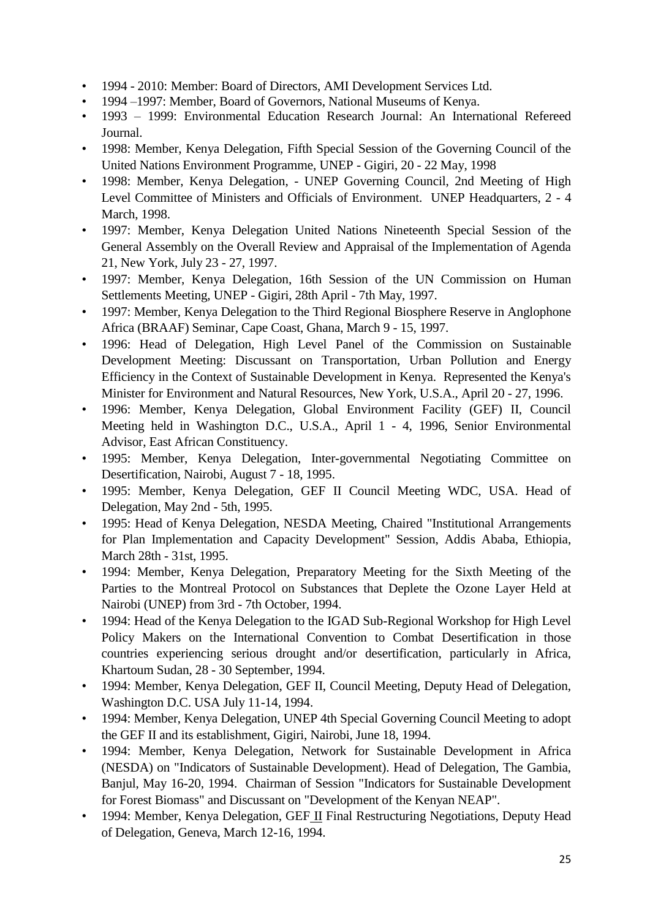- 1994 - 2010: Member: Board of Directors, AMI Development Services Ltd.
- 1994 –1997: Member, Board of Governors, National Museums of Kenya.
- 1993 – 1999: Environmental Education Research Journal: An International Refereed Journal.
- 1998: Member, Kenya Delegation, Fifth Special Session of the Governing Council of the United Nations Environment Programme, UNEP - Gigiri, 20 - 22 May, 1998
- 1998: Member, Kenya Delegation, - UNEP Governing Council, 2nd Meeting of High Level Committee of Ministers and Officials of Environment. UNEP Headquarters, 2 - 4 March, 1998.
- 1997: Member, Kenya Delegation United Nations Nineteenth Special Session of the General Assembly on the Overall Review and Appraisal of the Implementation of Agenda 21, New York, July 23 - 27, 1997.
- 1997: Member, Kenya Delegation, 16th Session of the UN Commission on Human Settlements Meeting, UNEP - Gigiri, 28th April - 7th May, 1997.
- 1997: Member, Kenya Delegation to the Third Regional Biosphere Reserve in Anglophone Africa (BRAAF) Seminar, Cape Coast, Ghana, March 9 - 15, 1997.
- 1996: Head of Delegation, High Level Panel of the Commission on Sustainable Development Meeting: Discussant on Transportation, Urban Pollution and Energy Efficiency in the Context of Sustainable Development in Kenya. Represented the Kenya's Minister for Environment and Natural Resources, New York, U.S.A., April 20 - 27, 1996.
- 1996: Member, Kenya Delegation, Global Environment Facility (GEF) II, Council Meeting held in Washington D.C., U.S.A., April 1 - 4, 1996, Senior Environmental Advisor, East African Constituency.
- 1995: Member, Kenya Delegation, Inter-governmental Negotiating Committee on Desertification, Nairobi, August 7 - 18, 1995.
- 1995: Member, Kenya Delegation, GEF II Council Meeting WDC, USA. Head of Delegation, May 2nd - 5th, 1995.
- 1995: Head of Kenya Delegation, NESDA Meeting, Chaired "Institutional Arrangements for Plan Implementation and Capacity Development" Session, Addis Ababa, Ethiopia, March 28th - 31st, 1995.
- 1994: Member, Kenya Delegation, Preparatory Meeting for the Sixth Meeting of the Parties to the Montreal Protocol on Substances that Deplete the Ozone Layer Held at Nairobi (UNEP) from 3rd - 7th October, 1994.
- 1994: Head of the Kenya Delegation to the IGAD Sub-Regional Workshop for High Level Policy Makers on the International Convention to Combat Desertification in those countries experiencing serious drought and/or desertification, particularly in Africa, Khartoum Sudan, 28 - 30 September, 1994.
- 1994: Member, Kenya Delegation, GEF II, Council Meeting, Deputy Head of Delegation, Washington D.C. USA July 11-14, 1994.
- 1994: Member, Kenya Delegation, UNEP 4th Special Governing Council Meeting to adopt the GEF II and its establishment, Gigiri, Nairobi, June 18, 1994.
- 1994: Member, Kenya Delegation, Network for Sustainable Development in Africa (NESDA) on "Indicators of Sustainable Development). Head of Delegation, The Gambia, Banjul, May 16-20, 1994. Chairman of Session "Indicators for Sustainable Development for Forest Biomass" and Discussant on "Development of the Kenyan NEAP".
- 1994: Member, Kenya Delegation, GEF II Final Restructuring Negotiations, Deputy Head of Delegation, Geneva, March 12-16, 1994.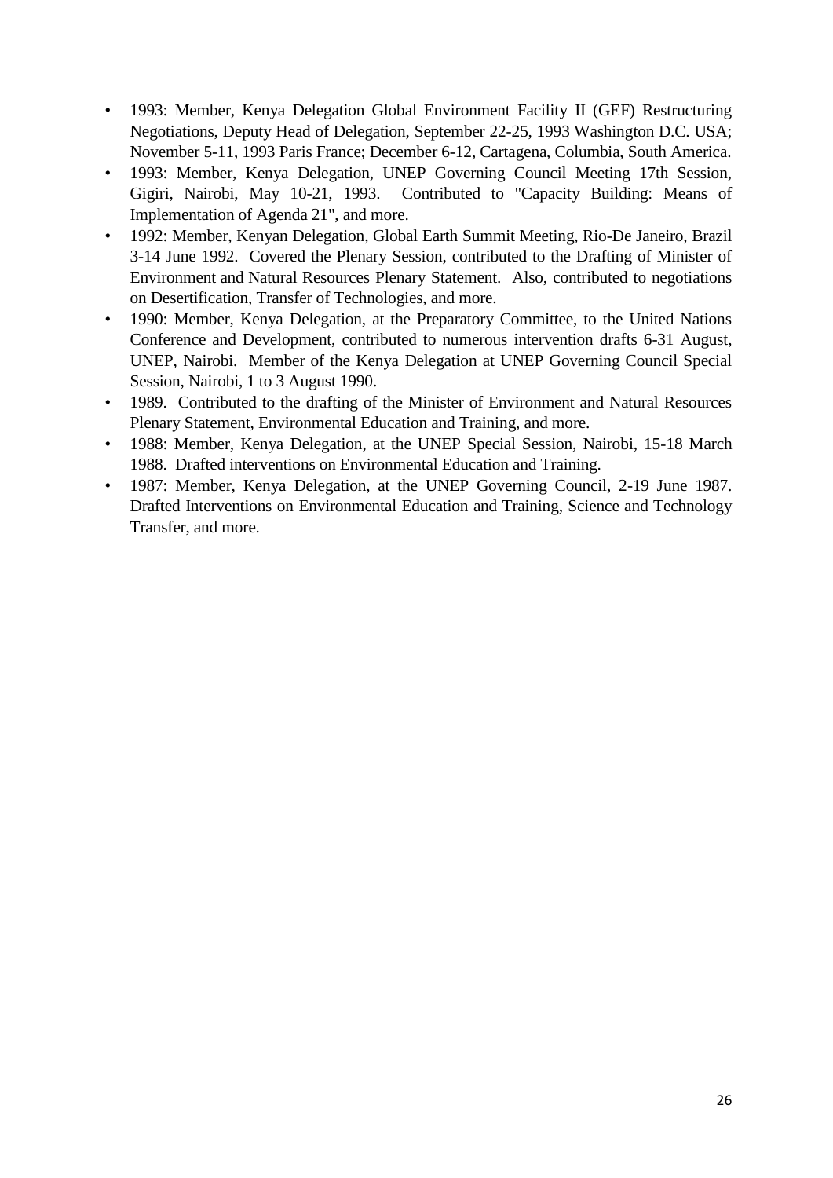- 1993: Member, Kenya Delegation Global Environment Facility II (GEF) Restructuring Negotiations, Deputy Head of Delegation, September 22-25, 1993 Washington D.C. USA; November 5-11, 1993 Paris France; December 6-12, Cartagena, Columbia, South America.
- 1993: Member, Kenya Delegation, UNEP Governing Council Meeting 17th Session, Gigiri, Nairobi, May 10-21, 1993. Contributed to "Capacity Building: Means of Implementation of Agenda 21", and more.
- 1992: Member, Kenyan Delegation, Global Earth Summit Meeting, Rio-De Janeiro, Brazil 3-14 June 1992. Covered the Plenary Session, contributed to the Drafting of Minister of Environment and Natural Resources Plenary Statement. Also, contributed to negotiations on Desertification, Transfer of Technologies, and more.
- 1990: Member, Kenya Delegation, at the Preparatory Committee, to the United Nations Conference and Development, contributed to numerous intervention drafts 6-31 August, UNEP, Nairobi. Member of the Kenya Delegation at UNEP Governing Council Special Session, Nairobi, 1 to 3 August 1990.
- 1989. Contributed to the drafting of the Minister of Environment and Natural Resources Plenary Statement, Environmental Education and Training, and more.
- 1988: Member, Kenya Delegation, at the UNEP Special Session, Nairobi, 15-18 March 1988. Drafted interventions on Environmental Education and Training.
- 1987: Member, Kenya Delegation, at the UNEP Governing Council, 2-19 June 1987. Drafted Interventions on Environmental Education and Training, Science and Technology Transfer, and more.